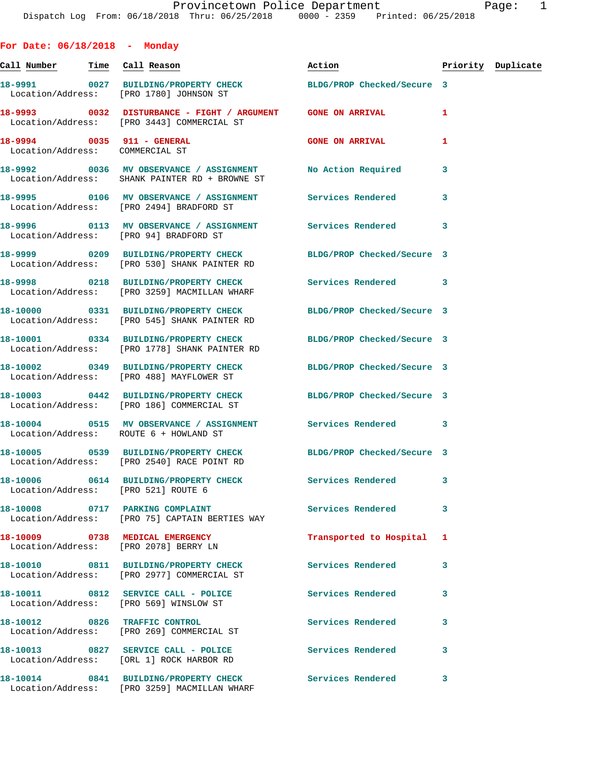Provincetown Police Department
Dispatch Log From: 06/18/2018 Thru: 06/25/2018 0000 - 2359 Printed: 06/25/2018

## For Date: 06/18/2018 - Monday

| Call Number | Time | Call Reason | Action | Priority | Duplicate |
|---|---|---|---|---|---|
| 18-9991 | 0027 | BUILDING/PROPERTY CHECK | BLDG/PROP Checked/Secure | 3 | |
| Location/Address: | | [PRO 1780] JOHNSON ST | | | |
| 18-9993 | 0032 | DISTURBANCE - FIGHT / ARGUMENT | GONE ON ARRIVAL | 1 | |
| Location/Address: | | [PRO 3443] COMMERCIAL ST | | | |
| 18-9994 | 0035 | 911 - GENERAL | GONE ON ARRIVAL | 1 | |
| Location/Address: | | COMMERCIAL ST | | | |
| 18-9992 | 0036 | MV OBSERVANCE / ASSIGNMENT | No Action Required | 3 | |
| Location/Address: | | SHANK PAINTER RD + BROWNE ST | | | |
| 18-9995 | 0106 | MV OBSERVANCE / ASSIGNMENT | Services Rendered | 3 | |
| Location/Address: | | [PRO 2494] BRADFORD ST | | | |
| 18-9996 | 0113 | MV OBSERVANCE / ASSIGNMENT | Services Rendered | 3 | |
| Location/Address: | | [PRO 94] BRADFORD ST | | | |
| 18-9999 | 0209 | BUILDING/PROPERTY CHECK | BLDG/PROP Checked/Secure | 3 | |
| Location/Address: | | [PRO 530] SHANK PAINTER RD | | | |
| 18-9998 | 0218 | BUILDING/PROPERTY CHECK | Services Rendered | 3 | |
| Location/Address: | | [PRO 3259] MACMILLAN WHARF | | | |
| 18-10000 | 0331 | BUILDING/PROPERTY CHECK | BLDG/PROP Checked/Secure | 3 | |
| Location/Address: | | [PRO 545] SHANK PAINTER RD | | | |
| 18-10001 | 0334 | BUILDING/PROPERTY CHECK | BLDG/PROP Checked/Secure | 3 | |
| Location/Address: | | [PRO 1778] SHANK PAINTER RD | | | |
| 18-10002 | 0349 | BUILDING/PROPERTY CHECK | BLDG/PROP Checked/Secure | 3 | |
| Location/Address: | | [PRO 488] MAYFLOWER ST | | | |
| 18-10003 | 0442 | BUILDING/PROPERTY CHECK | BLDG/PROP Checked/Secure | 3 | |
| Location/Address: | | [PRO 186] COMMERCIAL ST | | | |
| 18-10004 | 0515 | MV OBSERVANCE / ASSIGNMENT | Services Rendered | 3 | |
| Location/Address: | | ROUTE 6 + HOWLAND ST | | | |
| 18-10005 | 0539 | BUILDING/PROPERTY CHECK | BLDG/PROP Checked/Secure | 3 | |
| Location/Address: | | [PRO 2540] RACE POINT RD | | | |
| 18-10006 | 0614 | BUILDING/PROPERTY CHECK | Services Rendered | 3 | |
| Location/Address: | | [PRO 521] ROUTE 6 | | | |
| 18-10008 | 0717 | PARKING COMPLAINT | Services Rendered | 3 | |
| Location/Address: | | [PRO 75] CAPTAIN BERTIES WAY | | | |
| 18-10009 | 0738 | MEDICAL EMERGENCY | Transported to Hospital | 1 | |
| Location/Address: | | [PRO 2078] BERRY LN | | | |
| 18-10010 | 0811 | BUILDING/PROPERTY CHECK | Services Rendered | 3 | |
| Location/Address: | | [PRO 2977] COMMERCIAL ST | | | |
| 18-10011 | 0812 | SERVICE CALL - POLICE | Services Rendered | 3 | |
| Location/Address: | | [PRO 569] WINSLOW ST | | | |
| 18-10012 | 0826 | TRAFFIC CONTROL | Services Rendered | 3 | |
| Location/Address: | | [PRO 269] COMMERCIAL ST | | | |
| 18-10013 | 0827 | SERVICE CALL - POLICE | Services Rendered | 3 | |
| Location/Address: | | [ORL 1] ROCK HARBOR RD | | | |
| 18-10014 | 0841 | BUILDING/PROPERTY CHECK | Services Rendered | 3 | |
| Location/Address: | | [PRO 3259] MACMILLAN WHARF | | | |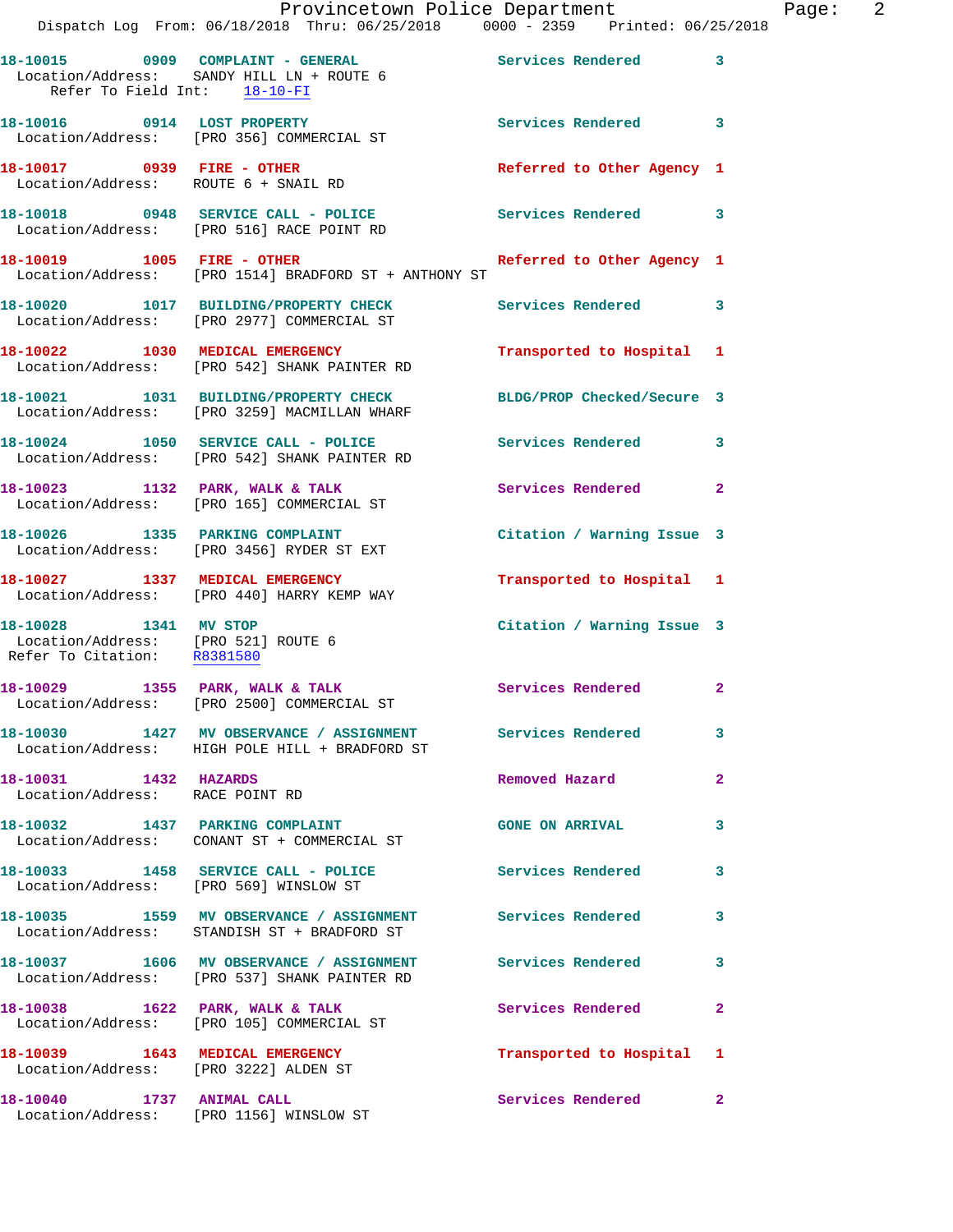18-10015 0909 COMPLAINT - GENERAL Services Rendered 3
Location/Address: SANDY HILL LN + ROUTE 6
Refer To Field Int: 18-10-FI

18-10016 0914 LOST PROPERTY Services Rendered 3
Location/Address: [PRO 356] COMMERCIAL ST

18-10017 0939 FIRE - OTHER Referred to Other Agency 1
Location/Address: ROUTE 6 + SNAIL RD

18-10018 0948 SERVICE CALL - POLICE Services Rendered 3
Location/Address: [PRO 516] RACE POINT RD

18-10019 1005 FIRE - OTHER Referred to Other Agency 1
Location/Address: [PRO 1514] BRADFORD ST + ANTHONY ST

18-10020 1017 BUILDING/PROPERTY CHECK Services Rendered 3
Location/Address: [PRO 2977] COMMERCIAL ST

18-10022 1030 MEDICAL EMERGENCY Transported to Hospital 1
Location/Address: [PRO 542] SHANK PAINTER RD

18-10021 1031 BUILDING/PROPERTY CHECK BLDG/PROP Checked/Secure 3
Location/Address: [PRO 3259] MACMILLAN WHARF

18-10024 1050 SERVICE CALL - POLICE Services Rendered 3
Location/Address: [PRO 542] SHANK PAINTER RD

18-10023 1132 PARK, WALK & TALK Services Rendered 2
Location/Address: [PRO 165] COMMERCIAL ST

18-10026 1335 PARKING COMPLAINT Citation / Warning Issue 3
Location/Address: [PRO 3456] RYDER ST EXT

18-10027 1337 MEDICAL EMERGENCY Transported to Hospital 1
Location/Address: [PRO 440] HARRY KEMP WAY

18-10028 1341 MV STOP Citation / Warning Issue 3
Location/Address: [PRO 521] ROUTE 6
Refer To Citation: R8381580

18-10029 1355 PARK, WALK & TALK Services Rendered 2
Location/Address: [PRO 2500] COMMERCIAL ST

18-10030 1427 MV OBSERVANCE / ASSIGNMENT Services Rendered 3
Location/Address: HIGH POLE HILL + BRADFORD ST

18-10031 1432 HAZARDS Removed Hazard 2
Location/Address: RACE POINT RD

18-10032 1437 PARKING COMPLAINT GONE ON ARRIVAL 3
Location/Address: CONANT ST + COMMERCIAL ST

18-10033 1458 SERVICE CALL - POLICE Services Rendered 3
Location/Address: [PRO 569] WINSLOW ST

18-10035 1559 MV OBSERVANCE / ASSIGNMENT Services Rendered 3
Location/Address: STANDISH ST + BRADFORD ST

18-10037 1606 MV OBSERVANCE / ASSIGNMENT Services Rendered 3
Location/Address: [PRO 537] SHANK PAINTER RD

18-10038 1622 PARK, WALK & TALK Services Rendered 2
Location/Address: [PRO 105] COMMERCIAL ST

18-10039 1643 MEDICAL EMERGENCY Transported to Hospital 1
Location/Address: [PRO 3222] ALDEN ST

18-10040 1737 ANIMAL CALL Services Rendered 2
Location/Address: [PRO 1156] WINSLOW ST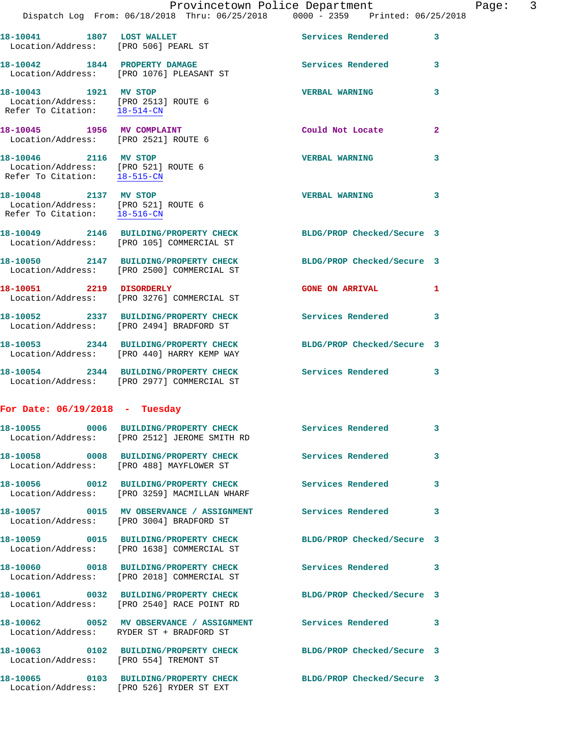18-10041 1807 LOST WALLET Services Rendered 3
Location/Address: [PRO 506] PEARL ST

18-10042 1844 PROPERTY DAMAGE Services Rendered 3
Location/Address: [PRO 1076] PLEASANT ST

18-10043 1921 MV STOP VERBAL WARNING 3
Location/Address: [PRO 2513] ROUTE 6
Refer To Citation: 18-514-CN

18-10045 1956 MV COMPLAINT Could Not Locate 2
Location/Address: [PRO 2521] ROUTE 6

18-10046 2116 MV STOP VERBAL WARNING 3
Location/Address: [PRO 521] ROUTE 6
Refer To Citation: 18-515-CN

18-10048 2137 MV STOP VERBAL WARNING 3
Location/Address: [PRO 521] ROUTE 6
Refer To Citation: 18-516-CN

18-10049 2146 BUILDING/PROPERTY CHECK BLDG/PROP Checked/Secure 3
Location/Address: [PRO 105] COMMERCIAL ST

18-10050 2147 BUILDING/PROPERTY CHECK BLDG/PROP Checked/Secure 3
Location/Address: [PRO 2500] COMMERCIAL ST

18-10051 2219 DISORDERLY GONE ON ARRIVAL 1
Location/Address: [PRO 3276] COMMERCIAL ST

18-10052 2337 BUILDING/PROPERTY CHECK Services Rendered 3
Location/Address: [PRO 2494] BRADFORD ST

18-10053 2344 BUILDING/PROPERTY CHECK BLDG/PROP Checked/Secure 3
Location/Address: [PRO 440] HARRY KEMP WAY

18-10054 2344 BUILDING/PROPERTY CHECK Services Rendered 3
Location/Address: [PRO 2977] COMMERCIAL ST

## For Date: 06/19/2018 - Tuesday

18-10055 0006 BUILDING/PROPERTY CHECK Services Rendered 3
Location/Address: [PRO 2512] JEROME SMITH RD

18-10058 0008 BUILDING/PROPERTY CHECK Services Rendered 3
Location/Address: [PRO 488] MAYFLOWER ST

18-10056 0012 BUILDING/PROPERTY CHECK Services Rendered 3
Location/Address: [PRO 3259] MACMILLAN WHARF

18-10057 0015 MV OBSERVANCE / ASSIGNMENT Services Rendered 3
Location/Address: [PRO 3004] BRADFORD ST

18-10059 0015 BUILDING/PROPERTY CHECK BLDG/PROP Checked/Secure 3
Location/Address: [PRO 1638] COMMERCIAL ST

18-10060 0018 BUILDING/PROPERTY CHECK Services Rendered 3
Location/Address: [PRO 2018] COMMERCIAL ST

18-10061 0032 BUILDING/PROPERTY CHECK BLDG/PROP Checked/Secure 3
Location/Address: [PRO 2540] RACE POINT RD

18-10062 0052 MV OBSERVANCE / ASSIGNMENT Services Rendered 3
Location/Address: RYDER ST + BRADFORD ST

18-10063 0102 BUILDING/PROPERTY CHECK BLDG/PROP Checked/Secure 3
Location/Address: [PRO 554] TREMONT ST

18-10065 0103 BUILDING/PROPERTY CHECK BLDG/PROP Checked/Secure 3
Location/Address: [PRO 526] RYDER ST EXT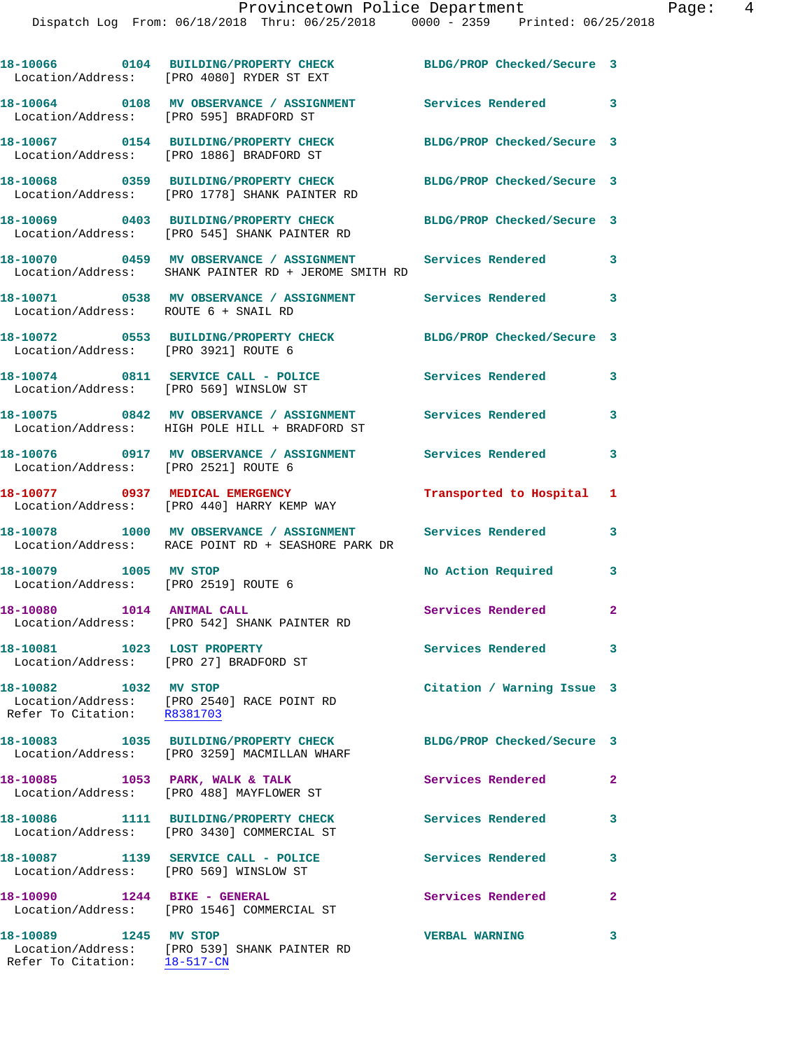18-10066 0104 BUILDING/PROPERTY CHECK BLDG/PROP Checked/Secure 3
Location/Address: [PRO 4080] RYDER ST EXT

18-10064 0108 MV OBSERVANCE / ASSIGNMENT Services Rendered 3
Location/Address: [PRO 595] BRADFORD ST

18-10067 0154 BUILDING/PROPERTY CHECK BLDG/PROP Checked/Secure 3
Location/Address: [PRO 1886] BRADFORD ST

18-10068 0359 BUILDING/PROPERTY CHECK BLDG/PROP Checked/Secure 3
Location/Address: [PRO 1778] SHANK PAINTER RD

18-10069 0403 BUILDING/PROPERTY CHECK BLDG/PROP Checked/Secure 3
Location/Address: [PRO 545] SHANK PAINTER RD

18-10070 0459 MV OBSERVANCE / ASSIGNMENT Services Rendered 3
Location/Address: SHANK PAINTER RD + JEROME SMITH RD

18-10071 0538 MV OBSERVANCE / ASSIGNMENT Services Rendered 3
Location/Address: ROUTE 6 + SNAIL RD

18-10072 0553 BUILDING/PROPERTY CHECK BLDG/PROP Checked/Secure 3
Location/Address: [PRO 3921] ROUTE 6

18-10074 0811 SERVICE CALL - POLICE Services Rendered 3
Location/Address: [PRO 569] WINSLOW ST

18-10075 0842 MV OBSERVANCE / ASSIGNMENT Services Rendered 3
Location/Address: HIGH POLE HILL + BRADFORD ST

18-10076 0917 MV OBSERVANCE / ASSIGNMENT Services Rendered 3
Location/Address: [PRO 2521] ROUTE 6

18-10077 0937 MEDICAL EMERGENCY Transported to Hospital 1
Location/Address: [PRO 440] HARRY KEMP WAY

18-10078 1000 MV OBSERVANCE / ASSIGNMENT Services Rendered 3
Location/Address: RACE POINT RD + SEASHORE PARK DR

18-10079 1005 MV STOP No Action Required 3
Location/Address: [PRO 2519] ROUTE 6

18-10080 1014 ANIMAL CALL Services Rendered 2
Location/Address: [PRO 542] SHANK PAINTER RD

18-10081 1023 LOST PROPERTY Services Rendered 3
Location/Address: [PRO 27] BRADFORD ST

18-10082 1032 MV STOP Citation / Warning Issue 3
Location/Address: [PRO 2540] RACE POINT RD
Refer To Citation: R8381703

18-10083 1035 BUILDING/PROPERTY CHECK BLDG/PROP Checked/Secure 3
Location/Address: [PRO 3259] MACMILLAN WHARF

18-10085 1053 PARK, WALK & TALK Services Rendered 2
Location/Address: [PRO 488] MAYFLOWER ST

18-10086 1111 BUILDING/PROPERTY CHECK Services Rendered 3
Location/Address: [PRO 3430] COMMERCIAL ST

18-10087 1139 SERVICE CALL - POLICE Services Rendered 3
Location/Address: [PRO 569] WINSLOW ST

18-10090 1244 BIKE - GENERAL Services Rendered 2
Location/Address: [PRO 1546] COMMERCIAL ST

18-10089 1245 MV STOP VERBAL WARNING 3
Location/Address: [PRO 539] SHANK PAINTER RD
Refer To Citation: 18-517-CN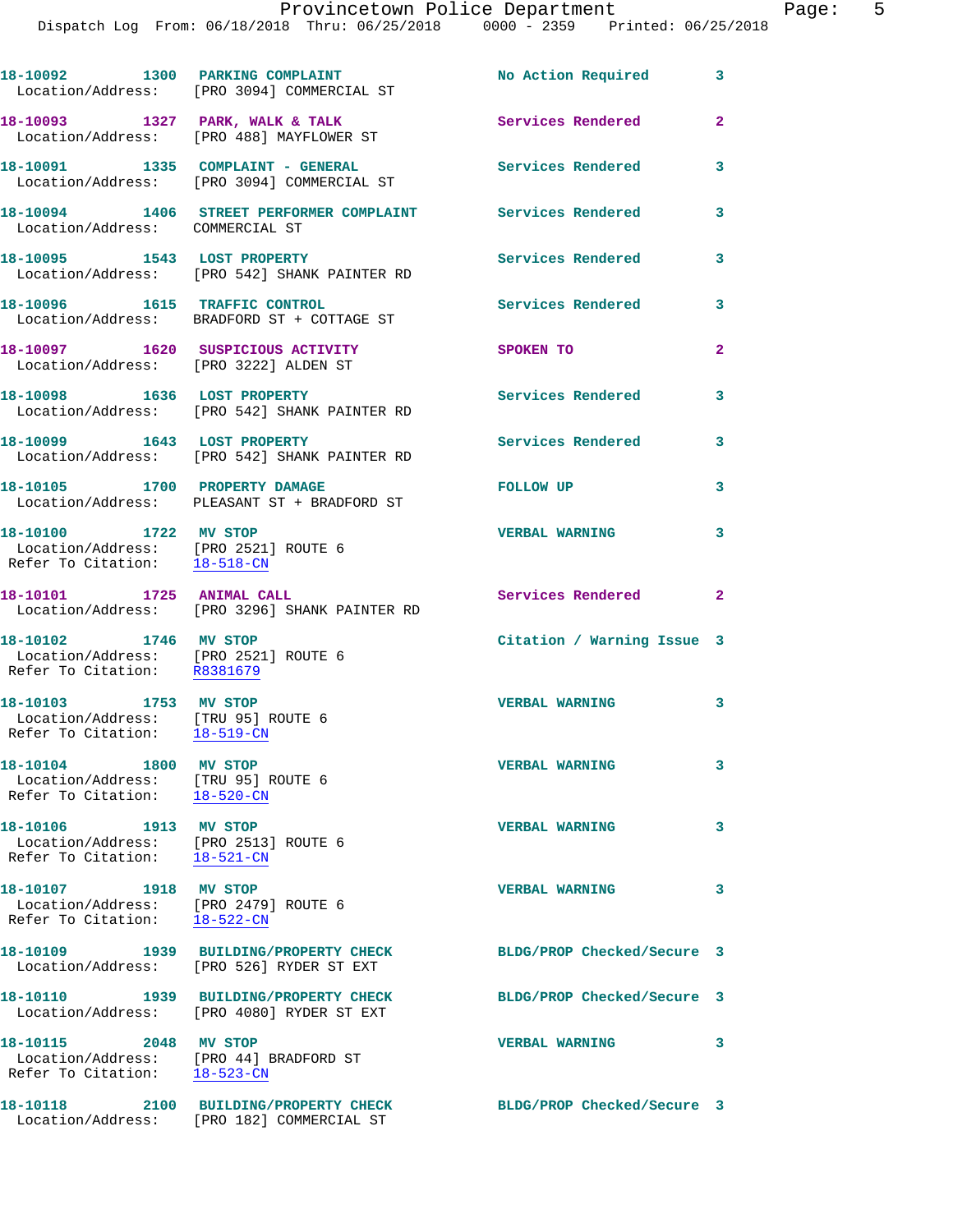18-10092 1300 PARKING COMPLAINT No Action Required 3
Location/Address: [PRO 3094] COMMERCIAL ST

18-10093 1327 PARK, WALK & TALK Services Rendered 2
Location/Address: [PRO 488] MAYFLOWER ST

18-10091 1335 COMPLAINT - GENERAL Services Rendered 3
Location/Address: [PRO 3094] COMMERCIAL ST

18-10094 1406 STREET PERFORMER COMPLAINT Services Rendered 3
Location/Address: COMMERCIAL ST

18-10095 1543 LOST PROPERTY Services Rendered 3
Location/Address: [PRO 542] SHANK PAINTER RD

18-10096 1615 TRAFFIC CONTROL Services Rendered 3
Location/Address: BRADFORD ST + COTTAGE ST

18-10097 1620 SUSPICIOUS ACTIVITY SPOKEN TO 2
Location/Address: [PRO 3222] ALDEN ST

18-10098 1636 LOST PROPERTY Services Rendered 3
Location/Address: [PRO 542] SHANK PAINTER RD

18-10099 1643 LOST PROPERTY Services Rendered 3
Location/Address: [PRO 542] SHANK PAINTER RD

18-10105 1700 PROPERTY DAMAGE FOLLOW UP 3
Location/Address: PLEASANT ST + BRADFORD ST

18-10100 1722 MV STOP VERBAL WARNING 3
Location/Address: [PRO 2521] ROUTE 6
Refer To Citation: 18-518-CN

18-10101 1725 ANIMAL CALL Services Rendered 2
Location/Address: [PRO 3296] SHANK PAINTER RD

18-10102 1746 MV STOP Citation / Warning Issue 3
Location/Address: [PRO 2521] ROUTE 6
Refer To Citation: R8381679

18-10103 1753 MV STOP VERBAL WARNING 3
Location/Address: [TRU 95] ROUTE 6
Refer To Citation: 18-519-CN

18-10104 1800 MV STOP VERBAL WARNING 3
Location/Address: [TRU 95] ROUTE 6
Refer To Citation: 18-520-CN

18-10106 1913 MV STOP VERBAL WARNING 3
Location/Address: [PRO 2513] ROUTE 6
Refer To Citation: 18-521-CN

18-10107 1918 MV STOP VERBAL WARNING 3
Location/Address: [PRO 2479] ROUTE 6
Refer To Citation: 18-522-CN

18-10109 1939 BUILDING/PROPERTY CHECK BLDG/PROP Checked/Secure 3
Location/Address: [PRO 526] RYDER ST EXT

18-10110 1939 BUILDING/PROPERTY CHECK BLDG/PROP Checked/Secure 3
Location/Address: [PRO 4080] RYDER ST EXT

18-10115 2048 MV STOP VERBAL WARNING 3
Location/Address: [PRO 44] BRADFORD ST
Refer To Citation: 18-523-CN

18-10118 2100 BUILDING/PROPERTY CHECK BLDG/PROP Checked/Secure 3
Location/Address: [PRO 182] COMMERCIAL ST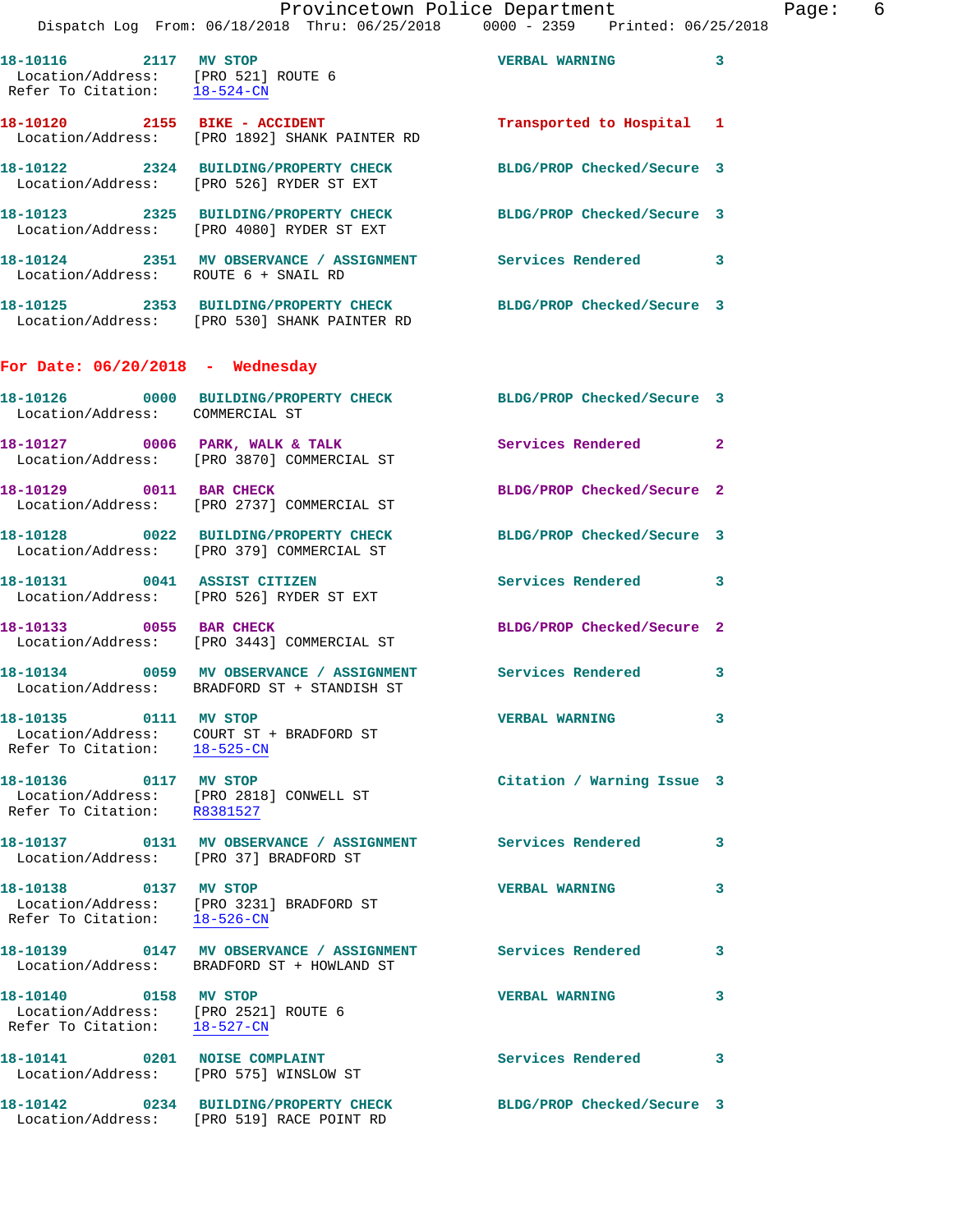**18-10116 2117 MV STOP** — VERBAL WARNING 3
Location/Address: [PRO 521] ROUTE 6
Refer To Citation: 18-524-CN

**18-10120 2155 BIKE - ACCIDENT** — Transported to Hospital 1
Location/Address: [PRO 1892] SHANK PAINTER RD

**18-10122 2324 BUILDING/PROPERTY CHECK** — BLDG/PROP Checked/Secure 3
Location/Address: [PRO 526] RYDER ST EXT

**18-10123 2325 BUILDING/PROPERTY CHECK** — BLDG/PROP Checked/Secure 3
Location/Address: [PRO 4080] RYDER ST EXT

**18-10124 2351 MV OBSERVANCE / ASSIGNMENT** — Services Rendered 3
Location/Address: ROUTE 6 + SNAIL RD

**18-10125 2353 BUILDING/PROPERTY CHECK** — BLDG/PROP Checked/Secure 3
Location/Address: [PRO 530] SHANK PAINTER RD

## For Date: 06/20/2018 - Wednesday

**18-10126 0000 BUILDING/PROPERTY CHECK** — BLDG/PROP Checked/Secure 3
Location/Address: COMMERCIAL ST

**18-10127 0006 PARK, WALK & TALK** — Services Rendered 2
Location/Address: [PRO 3870] COMMERCIAL ST

**18-10129 0011 BAR CHECK** — BLDG/PROP Checked/Secure 2
Location/Address: [PRO 2737] COMMERCIAL ST

**18-10128 0022 BUILDING/PROPERTY CHECK** — BLDG/PROP Checked/Secure 3
Location/Address: [PRO 379] COMMERCIAL ST

**18-10131 0041 ASSIST CITIZEN** — Services Rendered 3
Location/Address: [PRO 526] RYDER ST EXT

**18-10133 0055 BAR CHECK** — BLDG/PROP Checked/Secure 2
Location/Address: [PRO 3443] COMMERCIAL ST

**18-10134 0059 MV OBSERVANCE / ASSIGNMENT** — Services Rendered 3
Location/Address: BRADFORD ST + STANDISH ST

**18-10135 0111 MV STOP** — VERBAL WARNING 3
Location/Address: COURT ST + BRADFORD ST
Refer To Citation: 18-525-CN

**18-10136 0117 MV STOP** — Citation / Warning Issue 3
Location/Address: [PRO 2818] CONWELL ST
Refer To Citation: R8381527

**18-10137 0131 MV OBSERVANCE / ASSIGNMENT** — Services Rendered 3
Location/Address: [PRO 37] BRADFORD ST

**18-10138 0137 MV STOP** — VERBAL WARNING 3
Location/Address: [PRO 3231] BRADFORD ST
Refer To Citation: 18-526-CN

**18-10139 0147 MV OBSERVANCE / ASSIGNMENT** — Services Rendered 3
Location/Address: BRADFORD ST + HOWLAND ST

**18-10140 0158 MV STOP** — VERBAL WARNING 3
Location/Address: [PRO 2521] ROUTE 6
Refer To Citation: 18-527-CN

**18-10141 0201 NOISE COMPLAINT** — Services Rendered 3
Location/Address: [PRO 575] WINSLOW ST

**18-10142 0234 BUILDING/PROPERTY CHECK** — BLDG/PROP Checked/Secure 3
Location/Address: [PRO 519] RACE POINT RD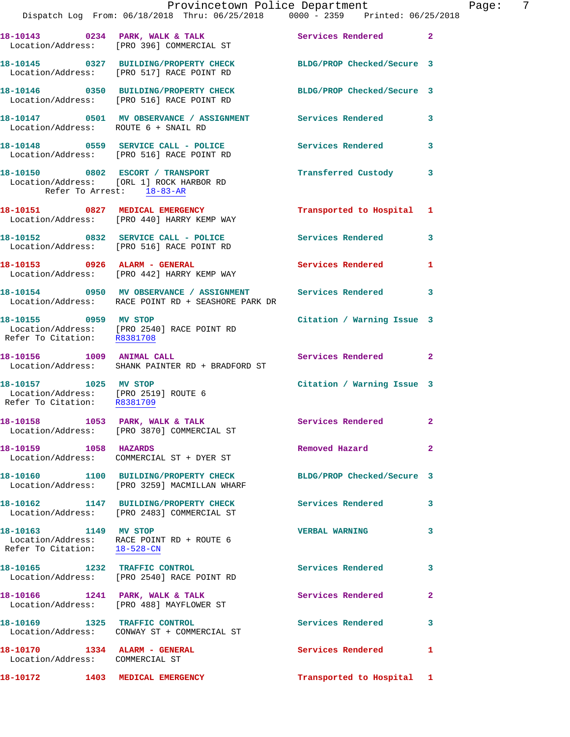18-10143 0234 PARK, WALK & TALK Services Rendered 2
Location/Address: [PRO 396] COMMERCIAL ST

18-10145 0327 BUILDING/PROPERTY CHECK BLDG/PROP Checked/Secure 3
Location/Address: [PRO 517] RACE POINT RD

18-10146 0350 BUILDING/PROPERTY CHECK BLDG/PROP Checked/Secure 3
Location/Address: [PRO 516] RACE POINT RD

18-10147 0501 MV OBSERVANCE / ASSIGNMENT Services Rendered 3
Location/Address: ROUTE 6 + SNAIL RD

18-10148 0559 SERVICE CALL - POLICE Services Rendered 3
Location/Address: [PRO 516] RACE POINT RD

18-10150 0802 ESCORT / TRANSPORT Transferred Custody 3
Location/Address: [ORL 1] ROCK HARBOR RD
Refer To Arrest: 18-83-AR

18-10151 0827 MEDICAL EMERGENCY Transported to Hospital 1
Location/Address: [PRO 440] HARRY KEMP WAY

18-10152 0832 SERVICE CALL - POLICE Services Rendered 3
Location/Address: [PRO 516] RACE POINT RD

18-10153 0926 ALARM - GENERAL Services Rendered 1
Location/Address: [PRO 442] HARRY KEMP WAY

18-10154 0950 MV OBSERVANCE / ASSIGNMENT Services Rendered 3
Location/Address: RACE POINT RD + SEASHORE PARK DR

18-10155 0959 MV STOP Citation / Warning Issue 3
Location/Address: [PRO 2540] RACE POINT RD
Refer To Citation: R8381708

18-10156 1009 ANIMAL CALL Services Rendered 2
Location/Address: SHANK PAINTER RD + BRADFORD ST

18-10157 1025 MV STOP Citation / Warning Issue 3
Location/Address: [PRO 2519] ROUTE 6
Refer To Citation: R8381709

18-10158 1053 PARK, WALK & TALK Services Rendered 2
Location/Address: [PRO 3870] COMMERCIAL ST

18-10159 1058 HAZARDS Removed Hazard 2
Location/Address: COMMERCIAL ST + DYER ST

18-10160 1100 BUILDING/PROPERTY CHECK BLDG/PROP Checked/Secure 3
Location/Address: [PRO 3259] MACMILLAN WHARF

18-10162 1147 BUILDING/PROPERTY CHECK Services Rendered 3
Location/Address: [PRO 2483] COMMERCIAL ST

18-10163 1149 MV STOP VERBAL WARNING 3
Location/Address: RACE POINT RD + ROUTE 6
Refer To Citation: 18-528-CN

18-10165 1232 TRAFFIC CONTROL Services Rendered 3
Location/Address: [PRO 2540] RACE POINT RD

18-10166 1241 PARK, WALK & TALK Services Rendered 2
Location/Address: [PRO 488] MAYFLOWER ST

18-10169 1325 TRAFFIC CONTROL Services Rendered 3
Location/Address: CONWAY ST + COMMERCIAL ST

18-10170 1334 ALARM - GENERAL Services Rendered 1
Location/Address: COMMERCIAL ST

18-10172 1403 MEDICAL EMERGENCY Transported to Hospital 1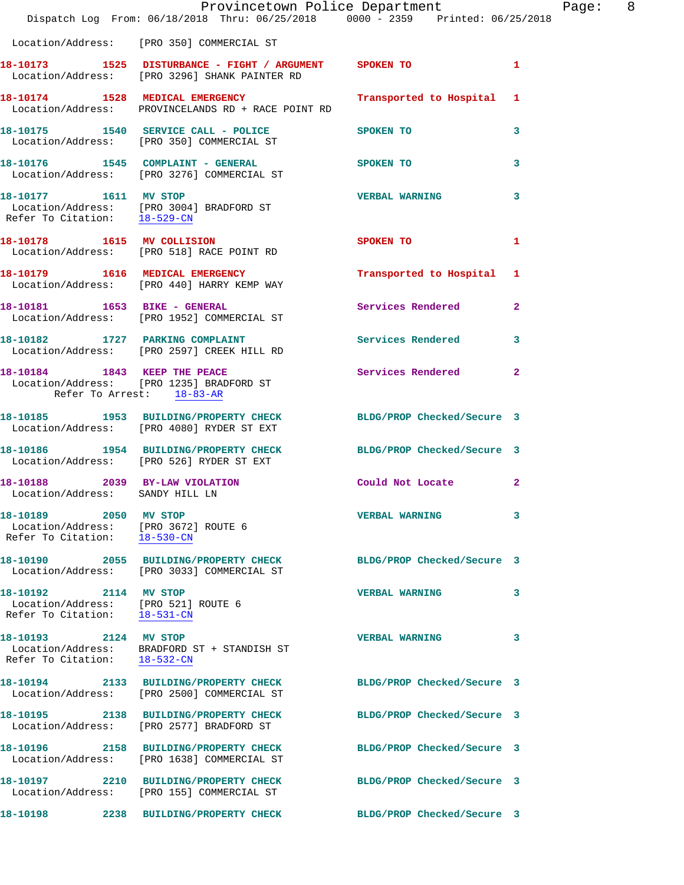Location/Address: [PRO 350] COMMERCIAL ST

**18-10173 1525 DISTURBANCE - FIGHT / ARGUMENT** SPOKEN TO 1
Location/Address: [PRO 3296] SHANK PAINTER RD

**18-10174 1528 MEDICAL EMERGENCY** Transported to Hospital 1
Location/Address: PROVINCELANDS RD + RACE POINT RD

**18-10175 1540 SERVICE CALL - POLICE** SPOKEN TO 3
Location/Address: [PRO 350] COMMERCIAL ST

**18-10176 1545 COMPLAINT - GENERAL** SPOKEN TO 3
Location/Address: [PRO 3276] COMMERCIAL ST

**18-10177 1611 MV STOP** VERBAL WARNING 3
Location/Address: [PRO 3004] BRADFORD ST
Refer To Citation: 18-529-CN

**18-10178 1615 MV COLLISION** SPOKEN TO 1
Location/Address: [PRO 518] RACE POINT RD

**18-10179 1616 MEDICAL EMERGENCY** Transported to Hospital 1
Location/Address: [PRO 440] HARRY KEMP WAY

**18-10181 1653 BIKE - GENERAL** Services Rendered 2
Location/Address: [PRO 1952] COMMERCIAL ST

**18-10182 1727 PARKING COMPLAINT** Services Rendered 3
Location/Address: [PRO 2597] CREEK HILL RD

**18-10184 1843 KEEP THE PEACE** Services Rendered 2
Location/Address: [PRO 1235] BRADFORD ST
Refer To Arrest: 18-83-AR

**18-10185 1953 BUILDING/PROPERTY CHECK** BLDG/PROP Checked/Secure 3
Location/Address: [PRO 4080] RYDER ST EXT

**18-10186 1954 BUILDING/PROPERTY CHECK** BLDG/PROP Checked/Secure 3
Location/Address: [PRO 526] RYDER ST EXT

**18-10188 2039 BY-LAW VIOLATION** Could Not Locate 2
Location/Address: SANDY HILL LN

**18-10189 2050 MV STOP** VERBAL WARNING 3
Location/Address: [PRO 3672] ROUTE 6
Refer To Citation: 18-530-CN

**18-10190 2055 BUILDING/PROPERTY CHECK** BLDG/PROP Checked/Secure 3
Location/Address: [PRO 3033] COMMERCIAL ST

**18-10192 2114 MV STOP** VERBAL WARNING 3
Location/Address: [PRO 521] ROUTE 6
Refer To Citation: 18-531-CN

**18-10193 2124 MV STOP** VERBAL WARNING 3
Location/Address: BRADFORD ST + STANDISH ST
Refer To Citation: 18-532-CN

**18-10194 2133 BUILDING/PROPERTY CHECK** BLDG/PROP Checked/Secure 3
Location/Address: [PRO 2500] COMMERCIAL ST

**18-10195 2138 BUILDING/PROPERTY CHECK** BLDG/PROP Checked/Secure 3
Location/Address: [PRO 2577] BRADFORD ST

**18-10196 2158 BUILDING/PROPERTY CHECK** BLDG/PROP Checked/Secure 3
Location/Address: [PRO 1638] COMMERCIAL ST

**18-10197 2210 BUILDING/PROPERTY CHECK** BLDG/PROP Checked/Secure 3
Location/Address: [PRO 155] COMMERCIAL ST

**18-10198 2238 BUILDING/PROPERTY CHECK** BLDG/PROP Checked/Secure 3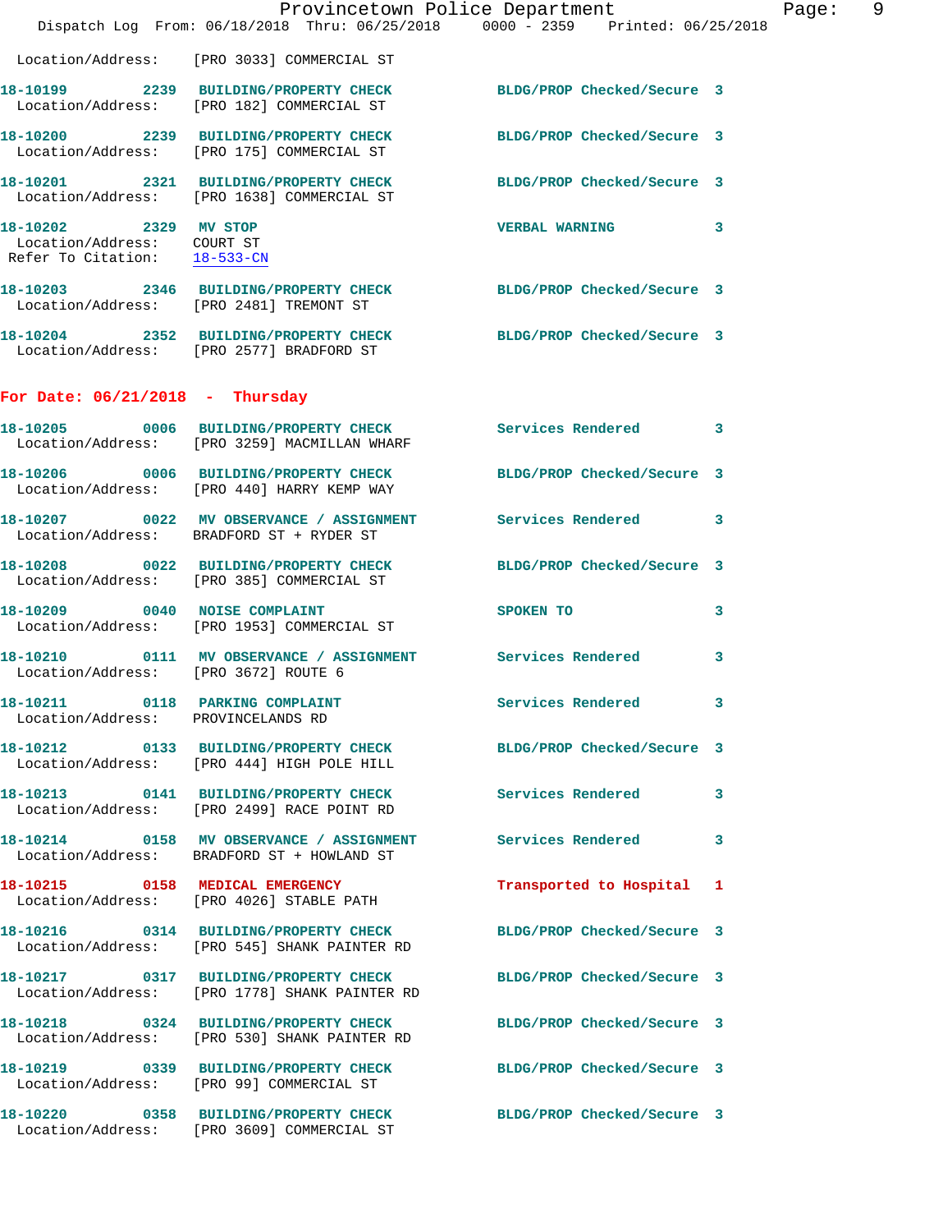Location/Address: [PRO 3033] COMMERCIAL ST

**18-10199** 2239 **BUILDING/PROPERTY CHECK** BLDG/PROP Checked/Secure 3
Location/Address: [PRO 182] COMMERCIAL ST

**18-10200** 2239 **BUILDING/PROPERTY CHECK** BLDG/PROP Checked/Secure 3
Location/Address: [PRO 175] COMMERCIAL ST

**18-10201** 2321 **BUILDING/PROPERTY CHECK** BLDG/PROP Checked/Secure 3
Location/Address: [PRO 1638] COMMERCIAL ST

**18-10202** 2329 **MV STOP** VERBAL WARNING 3
Location/Address: COURT ST
Refer To Citation: 18-533-CN

**18-10203** 2346 **BUILDING/PROPERTY CHECK** BLDG/PROP Checked/Secure 3
Location/Address: [PRO 2481] TREMONT ST

**18-10204** 2352 **BUILDING/PROPERTY CHECK** BLDG/PROP Checked/Secure 3
Location/Address: [PRO 2577] BRADFORD ST

## For Date: 06/21/2018 - Thursday

**18-10205** 0006 **BUILDING/PROPERTY CHECK** Services Rendered 3
Location/Address: [PRO 3259] MACMILLAN WHARF

**18-10206** 0006 **BUILDING/PROPERTY CHECK** BLDG/PROP Checked/Secure 3
Location/Address: [PRO 440] HARRY KEMP WAY

**18-10207** 0022 **MV OBSERVANCE / ASSIGNMENT** Services Rendered 3
Location/Address: BRADFORD ST + RYDER ST

**18-10208** 0022 **BUILDING/PROPERTY CHECK** BLDG/PROP Checked/Secure 3
Location/Address: [PRO 385] COMMERCIAL ST

**18-10209** 0040 **NOISE COMPLAINT** SPOKEN TO 3
Location/Address: [PRO 1953] COMMERCIAL ST

**18-10210** 0111 **MV OBSERVANCE / ASSIGNMENT** Services Rendered 3
Location/Address: [PRO 3672] ROUTE 6

**18-10211** 0118 **PARKING COMPLAINT** Services Rendered 3
Location/Address: PROVINCELANDS RD

**18-10212** 0133 **BUILDING/PROPERTY CHECK** BLDG/PROP Checked/Secure 3
Location/Address: [PRO 444] HIGH POLE HILL

**18-10213** 0141 **BUILDING/PROPERTY CHECK** Services Rendered 3
Location/Address: [PRO 2499] RACE POINT RD

**18-10214** 0158 **MV OBSERVANCE / ASSIGNMENT** Services Rendered 3
Location/Address: BRADFORD ST + HOWLAND ST

**18-10215** 0158 **MEDICAL EMERGENCY** Transported to Hospital 1
Location/Address: [PRO 4026] STABLE PATH

**18-10216** 0314 **BUILDING/PROPERTY CHECK** BLDG/PROP Checked/Secure 3
Location/Address: [PRO 545] SHANK PAINTER RD

**18-10217** 0317 **BUILDING/PROPERTY CHECK** BLDG/PROP Checked/Secure 3
Location/Address: [PRO 1778] SHANK PAINTER RD

**18-10218** 0324 **BUILDING/PROPERTY CHECK** BLDG/PROP Checked/Secure 3
Location/Address: [PRO 530] SHANK PAINTER RD

**18-10219** 0339 **BUILDING/PROPERTY CHECK** BLDG/PROP Checked/Secure 3
Location/Address: [PRO 99] COMMERCIAL ST

**18-10220** 0358 **BUILDING/PROPERTY CHECK** BLDG/PROP Checked/Secure 3
Location/Address: [PRO 3609] COMMERCIAL ST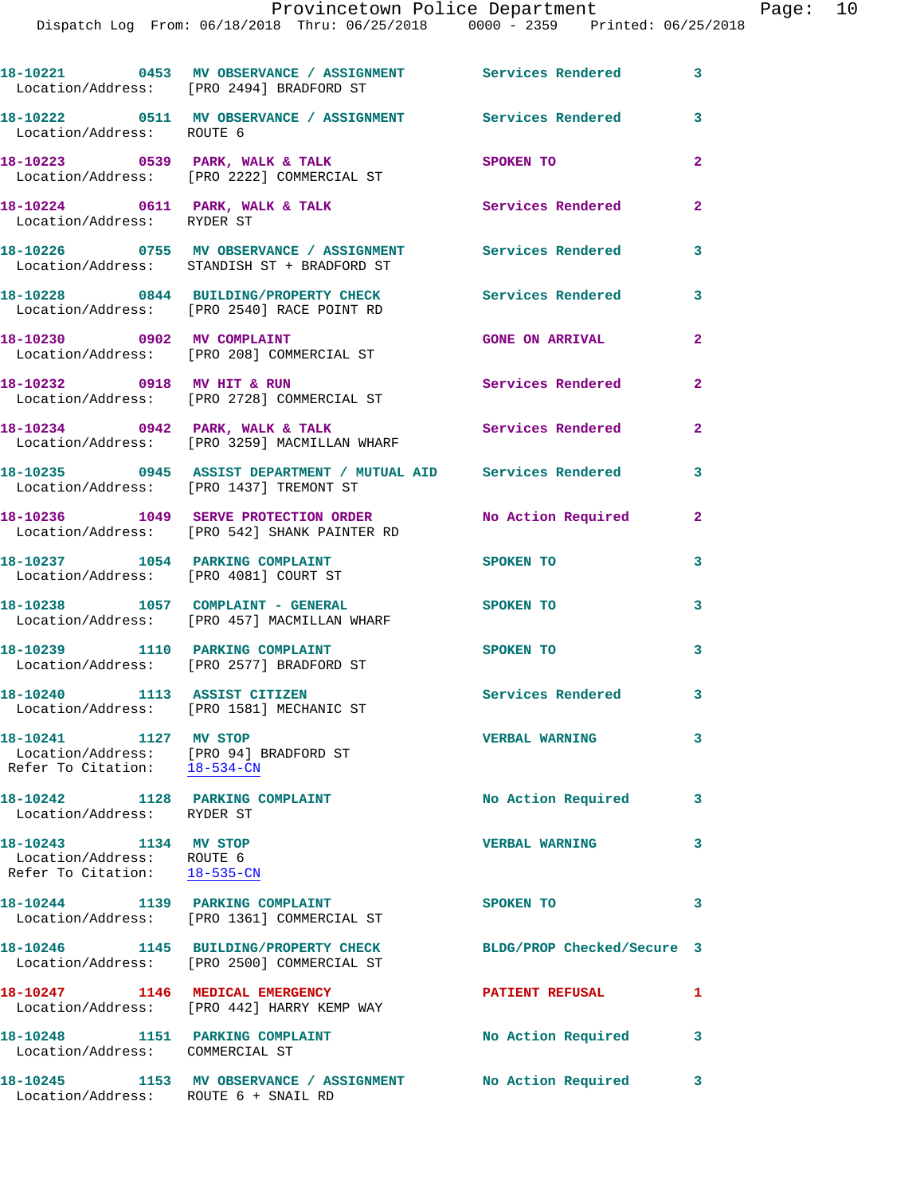18-10221 0453 MV OBSERVANCE / ASSIGNMENT Services Rendered 3
Location/Address: [PRO 2494] BRADFORD ST

18-10222 0511 MV OBSERVANCE / ASSIGNMENT Services Rendered 3
Location/Address: ROUTE 6

18-10223 0539 PARK, WALK & TALK SPOKEN TO 2
Location/Address: [PRO 2222] COMMERCIAL ST

18-10224 0611 PARK, WALK & TALK Services Rendered 2
Location/Address: RYDER ST

18-10226 0755 MV OBSERVANCE / ASSIGNMENT Services Rendered 3
Location/Address: STANDISH ST + BRADFORD ST

18-10228 0844 BUILDING/PROPERTY CHECK Services Rendered 3
Location/Address: [PRO 2540] RACE POINT RD

18-10230 0902 MV COMPLAINT GONE ON ARRIVAL 2
Location/Address: [PRO 208] COMMERCIAL ST

18-10232 0918 MV HIT & RUN Services Rendered 2
Location/Address: [PRO 2728] COMMERCIAL ST

18-10234 0942 PARK, WALK & TALK Services Rendered 2
Location/Address: [PRO 3259] MACMILLAN WHARF

18-10235 0945 ASSIST DEPARTMENT / MUTUAL AID Services Rendered 3
Location/Address: [PRO 1437] TREMONT ST

18-10236 1049 SERVE PROTECTION ORDER No Action Required 2
Location/Address: [PRO 542] SHANK PAINTER RD

18-10237 1054 PARKING COMPLAINT SPOKEN TO 3
Location/Address: [PRO 4081] COURT ST

18-10238 1057 COMPLAINT - GENERAL SPOKEN TO 3
Location/Address: [PRO 457] MACMILLAN WHARF

18-10239 1110 PARKING COMPLAINT SPOKEN TO 3
Location/Address: [PRO 2577] BRADFORD ST

18-10240 1113 ASSIST CITIZEN Services Rendered 3
Location/Address: [PRO 1581] MECHANIC ST

18-10241 1127 MV STOP VERBAL WARNING 3
Location/Address: [PRO 94] BRADFORD ST
Refer To Citation: 18-534-CN

18-10242 1128 PARKING COMPLAINT No Action Required 3
Location/Address: RYDER ST

18-10243 1134 MV STOP VERBAL WARNING 3
Location/Address: ROUTE 6
Refer To Citation: 18-535-CN

18-10244 1139 PARKING COMPLAINT SPOKEN TO 3
Location/Address: [PRO 1361] COMMERCIAL ST

18-10246 1145 BUILDING/PROPERTY CHECK BLDG/PROP Checked/Secure 3
Location/Address: [PRO 2500] COMMERCIAL ST

18-10247 1146 MEDICAL EMERGENCY PATIENT REFUSAL 1
Location/Address: [PRO 442] HARRY KEMP WAY

18-10248 1151 PARKING COMPLAINT No Action Required 3
Location/Address: COMMERCIAL ST

18-10245 1153 MV OBSERVANCE / ASSIGNMENT No Action Required 3
Location/Address: ROUTE 6 + SNAIL RD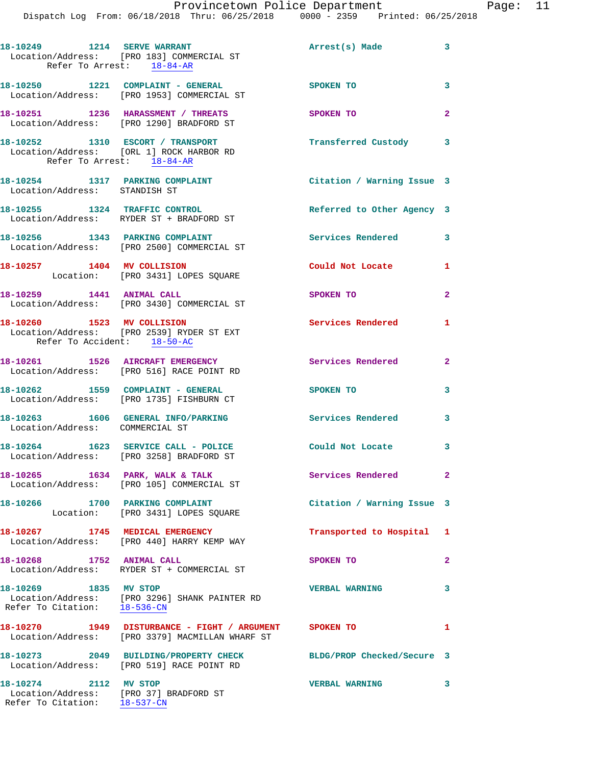18-10249 1214 SERVE WARRANT Arrest(s) Made 3
Location/Address: [PRO 183] COMMERCIAL ST
Refer To Arrest: 18-84-AR

18-10250 1221 COMPLAINT - GENERAL SPOKEN TO 3
Location/Address: [PRO 1953] COMMERCIAL ST

18-10251 1236 HARASSMENT / THREATS SPOKEN TO 2
Location/Address: [PRO 1290] BRADFORD ST

18-10252 1310 ESCORT / TRANSPORT Transferred Custody 3
Location/Address: [ORL 1] ROCK HARBOR RD
Refer To Arrest: 18-84-AR

18-10254 1317 PARKING COMPLAINT Citation / Warning Issue 3
Location/Address: STANDISH ST

18-10255 1324 TRAFFIC CONTROL Referred to Other Agency 3
Location/Address: RYDER ST + BRADFORD ST

18-10256 1343 PARKING COMPLAINT Services Rendered 3
Location/Address: [PRO 2500] COMMERCIAL ST

18-10257 1404 MV COLLISION Could Not Locate 1
Location: [PRO 3431] LOPES SQUARE

18-10259 1441 ANIMAL CALL SPOKEN TO 2
Location/Address: [PRO 3430] COMMERCIAL ST

18-10260 1523 MV COLLISION Services Rendered 1
Location/Address: [PRO 2539] RYDER ST EXT
Refer To Accident: 18-50-AC

18-10261 1526 AIRCRAFT EMERGENCY Services Rendered 2
Location/Address: [PRO 516] RACE POINT RD

18-10262 1559 COMPLAINT - GENERAL SPOKEN TO 3
Location/Address: [PRO 1735] FISHBURN CT

18-10263 1606 GENERAL INFO/PARKING Services Rendered 3
Location/Address: COMMERCIAL ST

18-10264 1623 SERVICE CALL - POLICE Could Not Locate 3
Location/Address: [PRO 3258] BRADFORD ST

18-10265 1634 PARK, WALK & TALK Services Rendered 2
Location/Address: [PRO 105] COMMERCIAL ST

18-10266 1700 PARKING COMPLAINT Citation / Warning Issue 3
Location: [PRO 3431] LOPES SQUARE

18-10267 1745 MEDICAL EMERGENCY Transported to Hospital 1
Location/Address: [PRO 440] HARRY KEMP WAY

18-10268 1752 ANIMAL CALL SPOKEN TO 2
Location/Address: RYDER ST + COMMERCIAL ST

18-10269 1835 MV STOP VERBAL WARNING 3
Location/Address: [PRO 3296] SHANK PAINTER RD
Refer To Citation: 18-536-CN

18-10270 1949 DISTURBANCE - FIGHT / ARGUMENT SPOKEN TO 1
Location/Address: [PRO 3379] MACMILLAN WHARF ST

18-10273 2049 BUILDING/PROPERTY CHECK BLDG/PROP Checked/Secure 3
Location/Address: [PRO 519] RACE POINT RD

18-10274 2112 MV STOP VERBAL WARNING 3
Location/Address: [PRO 37] BRADFORD ST
Refer To Citation: 18-537-CN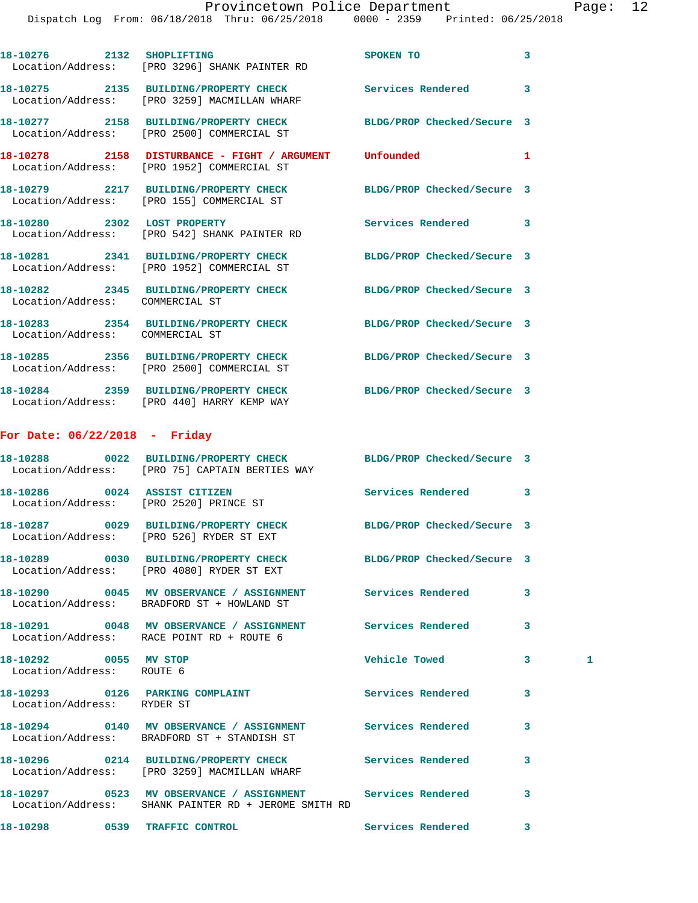18-10276 2132 SHOPLIFTING SPOKEN TO 3
Location/Address: [PRO 3296] SHANK PAINTER RD

18-10275 2135 BUILDING/PROPERTY CHECK Services Rendered 3
Location/Address: [PRO 3259] MACMILLAN WHARF

18-10277 2158 BUILDING/PROPERTY CHECK BLDG/PROP Checked/Secure 3
Location/Address: [PRO 2500] COMMERCIAL ST

18-10278 2158 DISTURBANCE - FIGHT / ARGUMENT Unfounded 1
Location/Address: [PRO 1952] COMMERCIAL ST

18-10279 2217 BUILDING/PROPERTY CHECK BLDG/PROP Checked/Secure 3
Location/Address: [PRO 155] COMMERCIAL ST

18-10280 2302 LOST PROPERTY Services Rendered 3
Location/Address: [PRO 542] SHANK PAINTER RD

18-10281 2341 BUILDING/PROPERTY CHECK BLDG/PROP Checked/Secure 3
Location/Address: [PRO 1952] COMMERCIAL ST

18-10282 2345 BUILDING/PROPERTY CHECK BLDG/PROP Checked/Secure 3
Location/Address: COMMERCIAL ST

18-10283 2354 BUILDING/PROPERTY CHECK BLDG/PROP Checked/Secure 3
Location/Address: COMMERCIAL ST

18-10285 2356 BUILDING/PROPERTY CHECK BLDG/PROP Checked/Secure 3
Location/Address: [PRO 2500] COMMERCIAL ST

18-10284 2359 BUILDING/PROPERTY CHECK BLDG/PROP Checked/Secure 3
Location/Address: [PRO 440] HARRY KEMP WAY

## For Date: 06/22/2018 - Friday

18-10288 0022 BUILDING/PROPERTY CHECK BLDG/PROP Checked/Secure 3
Location/Address: [PRO 75] CAPTAIN BERTIES WAY

18-10286 0024 ASSIST CITIZEN Services Rendered 3
Location/Address: [PRO 2520] PRINCE ST

18-10287 0029 BUILDING/PROPERTY CHECK BLDG/PROP Checked/Secure 3
Location/Address: [PRO 526] RYDER ST EXT

18-10289 0030 BUILDING/PROPERTY CHECK BLDG/PROP Checked/Secure 3
Location/Address: [PRO 4080] RYDER ST EXT

18-10290 0045 MV OBSERVANCE / ASSIGNMENT Services Rendered 3
Location/Address: BRADFORD ST + HOWLAND ST

18-10291 0048 MV OBSERVANCE / ASSIGNMENT Services Rendered 3
Location/Address: RACE POINT RD + ROUTE 6

18-10292 0055 MV STOP Vehicle Towed 3 1
Location/Address: ROUTE 6

18-10293 0126 PARKING COMPLAINT Services Rendered 3
Location/Address: RYDER ST

18-10294 0140 MV OBSERVANCE / ASSIGNMENT Services Rendered 3
Location/Address: BRADFORD ST + STANDISH ST

18-10296 0214 BUILDING/PROPERTY CHECK Services Rendered 3
Location/Address: [PRO 3259] MACMILLAN WHARF

18-10297 0523 MV OBSERVANCE / ASSIGNMENT Services Rendered 3
Location/Address: SHANK PAINTER RD + JEROME SMITH RD

18-10298 0539 TRAFFIC CONTROL Services Rendered 3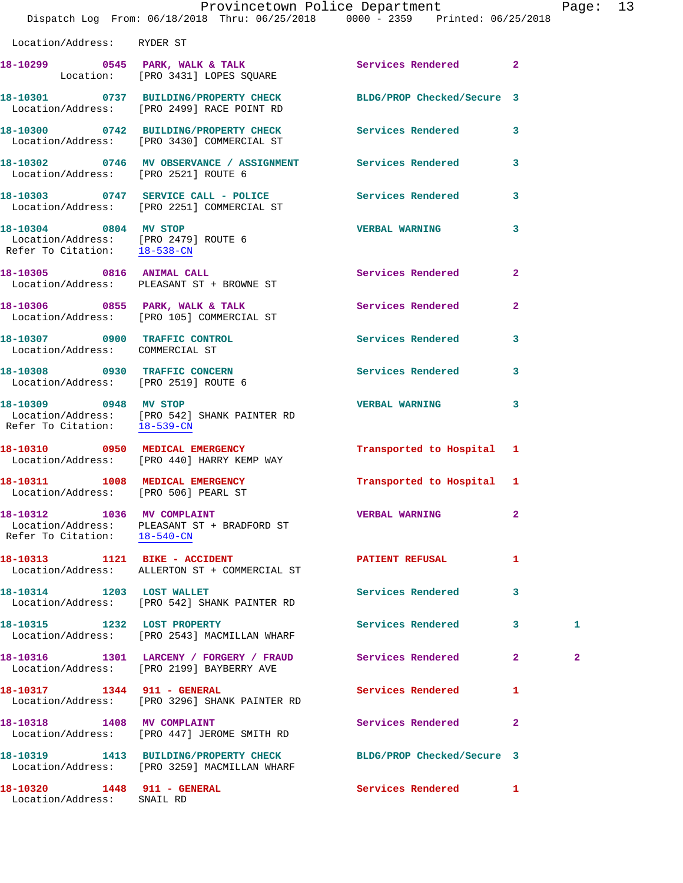Location/Address: RYDER ST

**18-10299** 0545 **PARK, WALK & TALK** Services Rendered 2
Location: [PRO 3431] LOPES SQUARE

**18-10301** 0737 **BUILDING/PROPERTY CHECK** BLDG/PROP Checked/Secure 3
Location/Address: [PRO 2499] RACE POINT RD

**18-10300** 0742 **BUILDING/PROPERTY CHECK** Services Rendered 3
Location/Address: [PRO 3430] COMMERCIAL ST

**18-10302** 0746 **MV OBSERVANCE / ASSIGNMENT** Services Rendered 3
Location/Address: [PRO 2521] ROUTE 6

**18-10303** 0747 **SERVICE CALL - POLICE** Services Rendered 3
Location/Address: [PRO 2251] COMMERCIAL ST

**18-10304** 0804 **MV STOP** VERBAL WARNING 3
Location/Address: [PRO 2479] ROUTE 6
Refer To Citation: 18-538-CN

**18-10305** 0816 **ANIMAL CALL** Services Rendered 2
Location/Address: PLEASANT ST + BROWNE ST

**18-10306** 0855 **PARK, WALK & TALK** Services Rendered 2
Location/Address: [PRO 105] COMMERCIAL ST

**18-10307** 0900 **TRAFFIC CONTROL** Services Rendered 3
Location/Address: COMMERCIAL ST

**18-10308** 0930 **TRAFFIC CONCERN** Services Rendered 3
Location/Address: [PRO 2519] ROUTE 6

**18-10309** 0948 **MV STOP** VERBAL WARNING 3
Location/Address: [PRO 542] SHANK PAINTER RD
Refer To Citation: 18-539-CN

**18-10310** 0950 **MEDICAL EMERGENCY** Transported to Hospital 1
Location/Address: [PRO 440] HARRY KEMP WAY

**18-10311** 1008 **MEDICAL EMERGENCY** Transported to Hospital 1
Location/Address: [PRO 506] PEARL ST

**18-10312** 1036 **MV COMPLAINT** VERBAL WARNING 2
Location/Address: PLEASANT ST + BRADFORD ST
Refer To Citation: 18-540-CN

**18-10313** 1121 **BIKE - ACCIDENT** PATIENT REFUSAL 1
Location/Address: ALLERTON ST + COMMERCIAL ST

**18-10314** 1203 **LOST WALLET** Services Rendered 3
Location/Address: [PRO 542] SHANK PAINTER RD

**18-10315** 1232 **LOST PROPERTY** Services Rendered 3 1
Location/Address: [PRO 2543] MACMILLAN WHARF

**18-10316** 1301 **LARCENY / FORGERY / FRAUD** Services Rendered 2 2
Location/Address: [PRO 2199] BAYBERRY AVE

**18-10317** 1344 **911 - GENERAL** Services Rendered 1
Location/Address: [PRO 3296] SHANK PAINTER RD

**18-10318** 1408 **MV COMPLAINT** Services Rendered 2
Location/Address: [PRO 447] JEROME SMITH RD

**18-10319** 1413 **BUILDING/PROPERTY CHECK** BLDG/PROP Checked/Secure 3
Location/Address: [PRO 3259] MACMILLAN WHARF

**18-10320** 1448 **911 - GENERAL** Services Rendered 1
Location/Address: SNAIL RD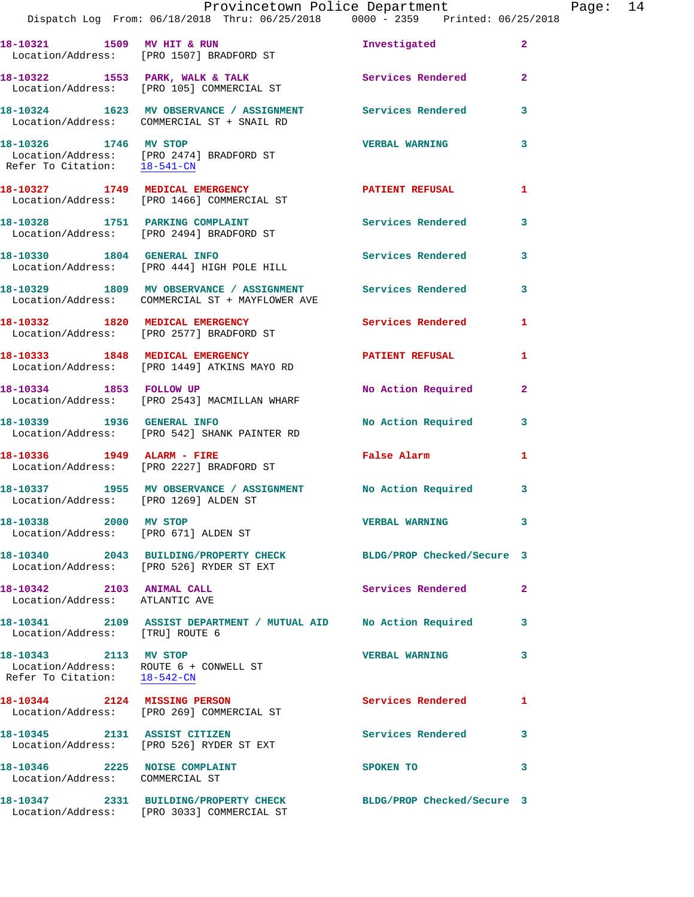18-10321 1509 MV HIT & RUN Investigated 2
 Location/Address: [PRO 1507] BRADFORD ST

18-10322 1553 PARK, WALK & TALK Services Rendered 2
 Location/Address: [PRO 105] COMMERCIAL ST

18-10324 1623 MV OBSERVANCE / ASSIGNMENT Services Rendered 3
 Location/Address: COMMERCIAL ST + SNAIL RD

18-10326 1746 MV STOP VERBAL WARNING 3
 Location/Address: [PRO 2474] BRADFORD ST
 Refer To Citation: 18-541-CN

18-10327 1749 MEDICAL EMERGENCY PATIENT REFUSAL 1
 Location/Address: [PRO 1466] COMMERCIAL ST

18-10328 1751 PARKING COMPLAINT Services Rendered 3
 Location/Address: [PRO 2494] BRADFORD ST

18-10330 1804 GENERAL INFO Services Rendered 3
 Location/Address: [PRO 444] HIGH POLE HILL

18-10329 1809 MV OBSERVANCE / ASSIGNMENT Services Rendered 3
 Location/Address: COMMERCIAL ST + MAYFLOWER AVE

18-10332 1820 MEDICAL EMERGENCY Services Rendered 1
 Location/Address: [PRO 2577] BRADFORD ST

18-10333 1848 MEDICAL EMERGENCY PATIENT REFUSAL 1
 Location/Address: [PRO 1449] ATKINS MAYO RD

18-10334 1853 FOLLOW UP No Action Required 2
 Location/Address: [PRO 2543] MACMILLAN WHARF

18-10339 1936 GENERAL INFO No Action Required 3
 Location/Address: [PRO 542] SHANK PAINTER RD

18-10336 1949 ALARM - FIRE False Alarm 1
 Location/Address: [PRO 2227] BRADFORD ST

18-10337 1955 MV OBSERVANCE / ASSIGNMENT No Action Required 3
 Location/Address: [PRO 1269] ALDEN ST

18-10338 2000 MV STOP VERBAL WARNING 3
 Location/Address: [PRO 671] ALDEN ST

18-10340 2043 BUILDING/PROPERTY CHECK BLDG/PROP Checked/Secure 3
 Location/Address: [PRO 526] RYDER ST EXT

18-10342 2103 ANIMAL CALL Services Rendered 2
 Location/Address: ATLANTIC AVE

18-10341 2109 ASSIST DEPARTMENT / MUTUAL AID No Action Required 3
 Location/Address: [TRU] ROUTE 6

18-10343 2113 MV STOP VERBAL WARNING 3
 Location/Address: ROUTE 6 + CONWELL ST
 Refer To Citation: 18-542-CN

18-10344 2124 MISSING PERSON Services Rendered 1
 Location/Address: [PRO 269] COMMERCIAL ST

18-10345 2131 ASSIST CITIZEN Services Rendered 3
 Location/Address: [PRO 526] RYDER ST EXT

18-10346 2225 NOISE COMPLAINT SPOKEN TO 3
 Location/Address: COMMERCIAL ST

18-10347 2331 BUILDING/PROPERTY CHECK BLDG/PROP Checked/Secure 3
 Location/Address: [PRO 3033] COMMERCIAL ST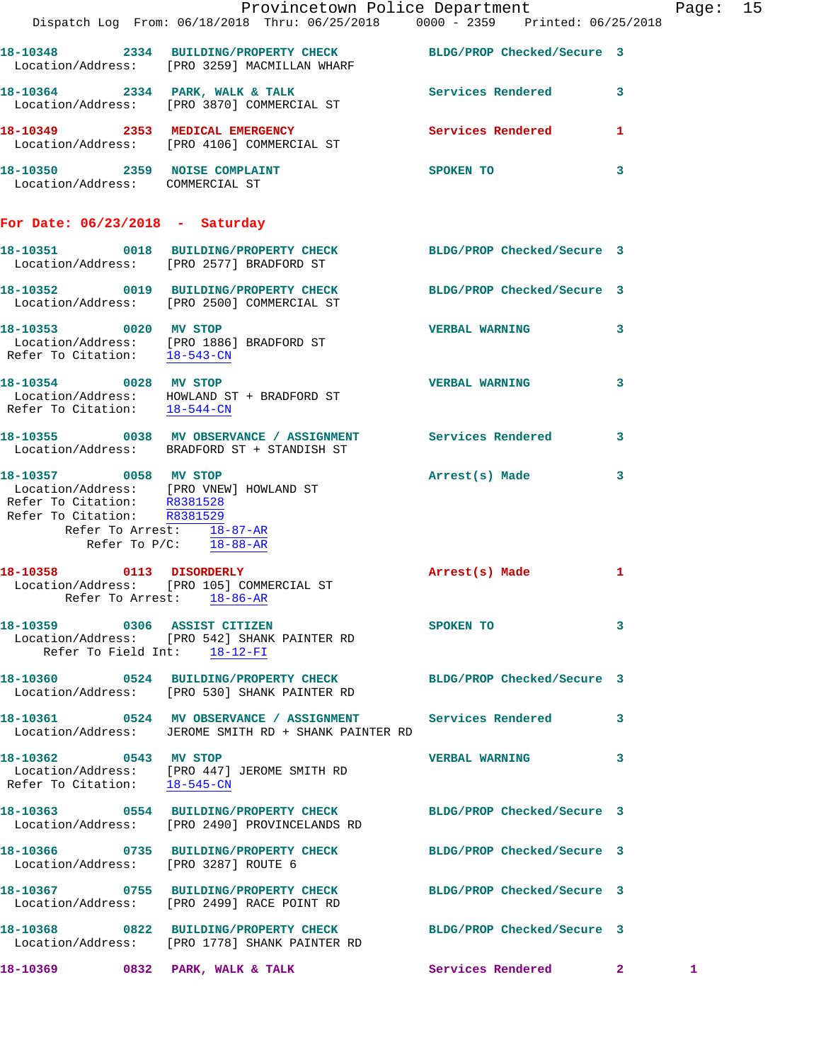18-10348 2334 BUILDING/PROPERTY CHECK BLDG/PROP Checked/Secure 3
Location/Address: [PRO 3259] MACMILLAN WHARF

18-10364 2334 PARK, WALK & TALK Services Rendered 3
Location/Address: [PRO 3870] COMMERCIAL ST

18-10349 2353 MEDICAL EMERGENCY Services Rendered 1
Location/Address: [PRO 4106] COMMERCIAL ST

18-10350 2359 NOISE COMPLAINT SPOKEN TO 3
Location/Address: COMMERCIAL ST

## For Date: 06/23/2018 - Saturday

18-10351 0018 BUILDING/PROPERTY CHECK BLDG/PROP Checked/Secure 3
Location/Address: [PRO 2577] BRADFORD ST

18-10352 0019 BUILDING/PROPERTY CHECK BLDG/PROP Checked/Secure 3
Location/Address: [PRO 2500] COMMERCIAL ST

18-10353 0020 MV STOP VERBAL WARNING 3
Location/Address: [PRO 1886] BRADFORD ST
Refer To Citation: 18-543-CN

18-10354 0028 MV STOP VERBAL WARNING 3
Location/Address: HOWLAND ST + BRADFORD ST
Refer To Citation: 18-544-CN

18-10355 0038 MV OBSERVANCE / ASSIGNMENT Services Rendered 3
Location/Address: BRADFORD ST + STANDISH ST

18-10357 0058 MV STOP Arrest(s) Made 3
Location/Address: [PRO VNEW] HOWLAND ST
Refer To Citation: R8381528
Refer To Citation: R8381529
Refer To Arrest: 18-87-AR
Refer To P/C: 18-88-AR

18-10358 0113 DISORDERLY Arrest(s) Made 1
Location/Address: [PRO 105] COMMERCIAL ST
Refer To Arrest: 18-86-AR

18-10359 0306 ASSIST CITIZEN SPOKEN TO 3
Location/Address: [PRO 542] SHANK PAINTER RD
Refer To Field Int: 18-12-FI

18-10360 0524 BUILDING/PROPERTY CHECK BLDG/PROP Checked/Secure 3
Location/Address: [PRO 530] SHANK PAINTER RD

18-10361 0524 MV OBSERVANCE / ASSIGNMENT Services Rendered 3
Location/Address: JEROME SMITH RD + SHANK PAINTER RD

18-10362 0543 MV STOP VERBAL WARNING 3
Location/Address: [PRO 447] JEROME SMITH RD
Refer To Citation: 18-545-CN

18-10363 0554 BUILDING/PROPERTY CHECK BLDG/PROP Checked/Secure 3
Location/Address: [PRO 2490] PROVINCELANDS RD

18-10366 0735 BUILDING/PROPERTY CHECK BLDG/PROP Checked/Secure 3
Location/Address: [PRO 3287] ROUTE 6

18-10367 0755 BUILDING/PROPERTY CHECK BLDG/PROP Checked/Secure 3
Location/Address: [PRO 2499] RACE POINT RD

18-10368 0822 BUILDING/PROPERTY CHECK BLDG/PROP Checked/Secure 3
Location/Address: [PRO 1778] SHANK PAINTER RD

18-10369 0832 PARK, WALK & TALK Services Rendered 2 1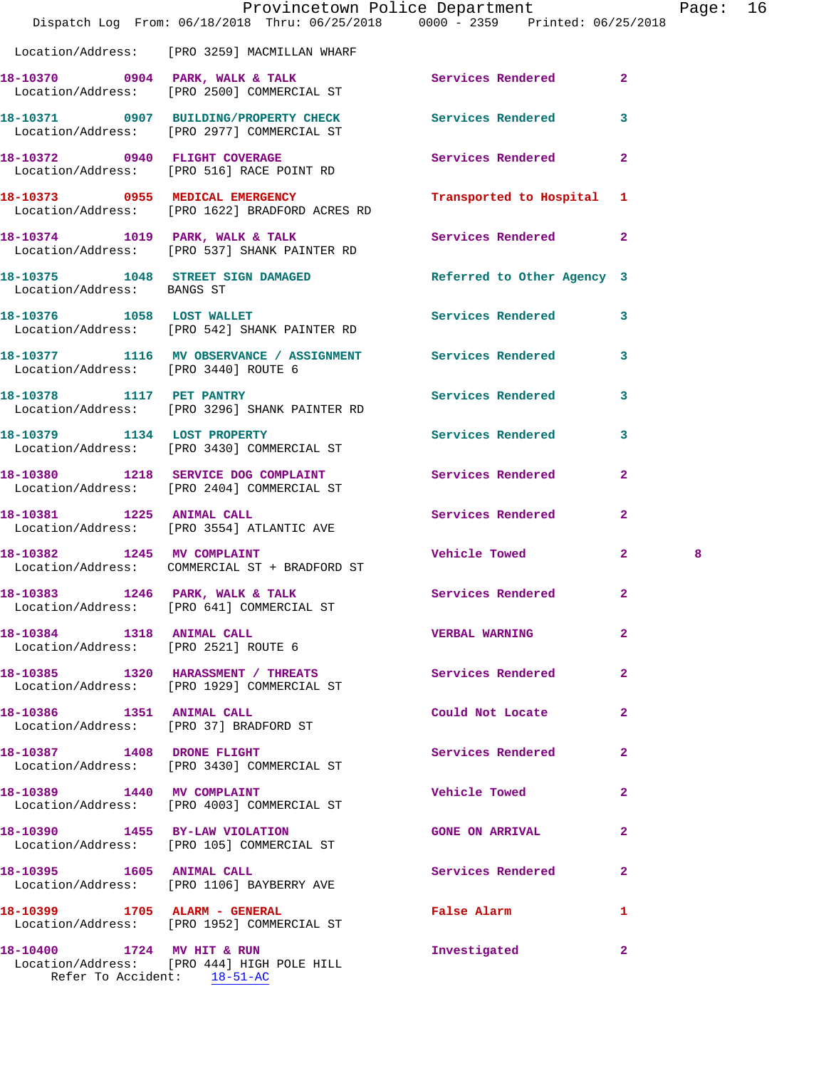Location/Address: [PRO 3259] MACMILLAN WHARF

**18-10370** 0904 **PARK, WALK & TALK** Services Rendered 2
Location/Address: [PRO 2500] COMMERCIAL ST

**18-10371** 0907 **BUILDING/PROPERTY CHECK** Services Rendered 3
Location/Address: [PRO 2977] COMMERCIAL ST

**18-10372** 0940 **FLIGHT COVERAGE** Services Rendered 2
Location/Address: [PRO 516] RACE POINT RD

**18-10373** 0955 **MEDICAL EMERGENCY** Transported to Hospital 1
Location/Address: [PRO 1622] BRADFORD ACRES RD

**18-10374** 1019 **PARK, WALK & TALK** Services Rendered 2
Location/Address: [PRO 537] SHANK PAINTER RD

**18-10375** 1048 **STREET SIGN DAMAGED** Referred to Other Agency 3
Location/Address: BANGS ST

**18-10376** 1058 **LOST WALLET** Services Rendered 3
Location/Address: [PRO 542] SHANK PAINTER RD

**18-10377** 1116 **MV OBSERVANCE / ASSIGNMENT** Services Rendered 3
Location/Address: [PRO 3440] ROUTE 6

**18-10378** 1117 **PET PANTRY** Services Rendered 3
Location/Address: [PRO 3296] SHANK PAINTER RD

**18-10379** 1134 **LOST PROPERTY** Services Rendered 3
Location/Address: [PRO 3430] COMMERCIAL ST

**18-10380** 1218 **SERVICE DOG COMPLAINT** Services Rendered 2
Location/Address: [PRO 2404] COMMERCIAL ST

**18-10381** 1225 **ANIMAL CALL** Services Rendered 2
Location/Address: [PRO 3554] ATLANTIC AVE

**18-10382** 1245 **MV COMPLAINT** Vehicle Towed 2 8
Location/Address: COMMERCIAL ST + BRADFORD ST

**18-10383** 1246 **PARK, WALK & TALK** Services Rendered 2
Location/Address: [PRO 641] COMMERCIAL ST

**18-10384** 1318 **ANIMAL CALL** VERBAL WARNING 2
Location/Address: [PRO 2521] ROUTE 6

**18-10385** 1320 **HARASSMENT / THREATS** Services Rendered 2
Location/Address: [PRO 1929] COMMERCIAL ST

**18-10386** 1351 **ANIMAL CALL** Could Not Locate 2
Location/Address: [PRO 37] BRADFORD ST

**18-10387** 1408 **DRONE FLIGHT** Services Rendered 2
Location/Address: [PRO 3430] COMMERCIAL ST

**18-10389** 1440 **MV COMPLAINT** Vehicle Towed 2
Location/Address: [PRO 4003] COMMERCIAL ST

**18-10390** 1455 **BY-LAW VIOLATION** GONE ON ARRIVAL 2
Location/Address: [PRO 105] COMMERCIAL ST

**18-10395** 1605 **ANIMAL CALL** Services Rendered 2
Location/Address: [PRO 1106] BAYBERRY AVE

**18-10399** 1705 **ALARM - GENERAL** False Alarm 1
Location/Address: [PRO 1952] COMMERCIAL ST

**18-10400** 1724 **MV HIT & RUN** Investigated 2
Location/Address: [PRO 444] HIGH POLE HILL
Refer To Accident: 18-51-AC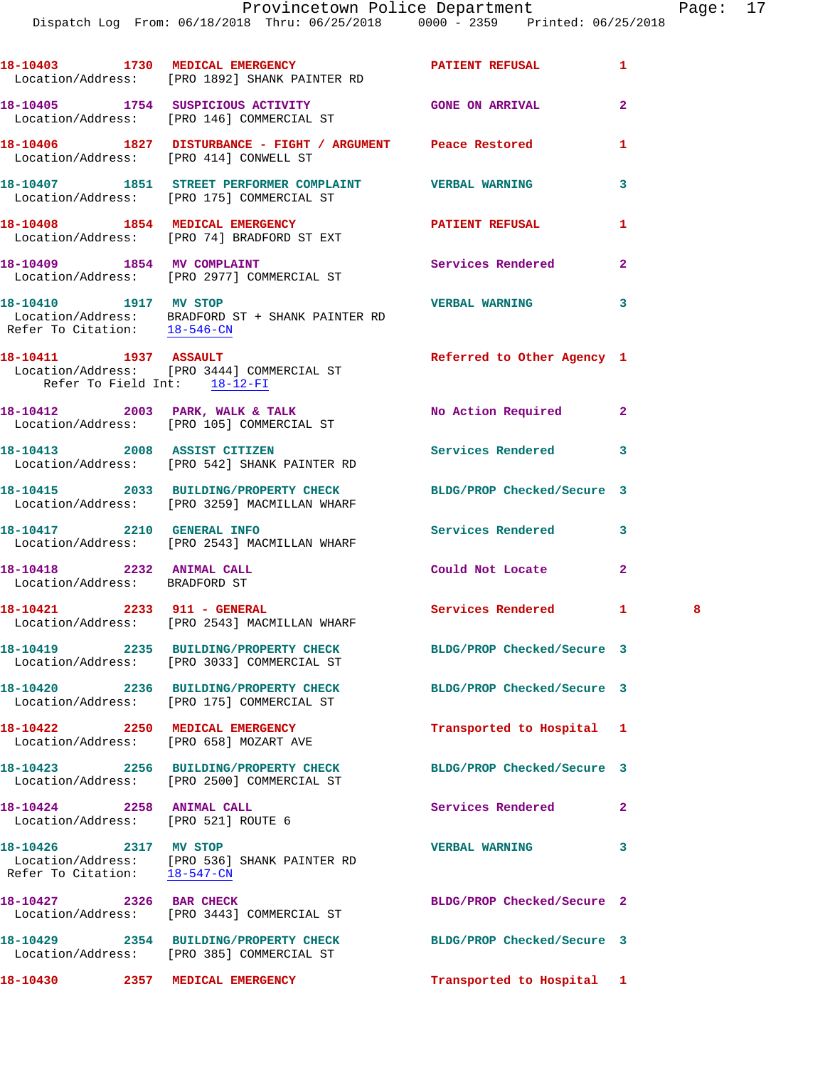18-10403 1730 MEDICAL EMERGENCY PATIENT REFUSAL 1
Location/Address: [PRO 1892] SHANK PAINTER RD

18-10405 1754 SUSPICIOUS ACTIVITY GONE ON ARRIVAL 2
Location/Address: [PRO 146] COMMERCIAL ST

18-10406 1827 DISTURBANCE - FIGHT / ARGUMENT Peace Restored 1
Location/Address: [PRO 414] CONWELL ST

18-10407 1851 STREET PERFORMER COMPLAINT VERBAL WARNING 3
Location/Address: [PRO 175] COMMERCIAL ST

18-10408 1854 MEDICAL EMERGENCY PATIENT REFUSAL 1
Location/Address: [PRO 74] BRADFORD ST EXT

18-10409 1854 MV COMPLAINT Services Rendered 2
Location/Address: [PRO 2977] COMMERCIAL ST

18-10410 1917 MV STOP VERBAL WARNING 3
Location/Address: BRADFORD ST + SHANK PAINTER RD
Refer To Citation: 18-546-CN

18-10411 1937 ASSAULT Referred to Other Agency 1
Location/Address: [PRO 3444] COMMERCIAL ST
Refer To Field Int: 18-12-FI

18-10412 2003 PARK, WALK & TALK No Action Required 2
Location/Address: [PRO 105] COMMERCIAL ST

18-10413 2008 ASSIST CITIZEN Services Rendered 3
Location/Address: [PRO 542] SHANK PAINTER RD

18-10415 2033 BUILDING/PROPERTY CHECK BLDG/PROP Checked/Secure 3
Location/Address: [PRO 3259] MACMILLAN WHARF

18-10417 2210 GENERAL INFO Services Rendered 3
Location/Address: [PRO 2543] MACMILLAN WHARF

18-10418 2232 ANIMAL CALL Could Not Locate 2
Location/Address: BRADFORD ST

18-10421 2233 911 - GENERAL Services Rendered 1 8
Location/Address: [PRO 2543] MACMILLAN WHARF

18-10419 2235 BUILDING/PROPERTY CHECK BLDG/PROP Checked/Secure 3
Location/Address: [PRO 3033] COMMERCIAL ST

18-10420 2236 BUILDING/PROPERTY CHECK BLDG/PROP Checked/Secure 3
Location/Address: [PRO 175] COMMERCIAL ST

18-10422 2250 MEDICAL EMERGENCY Transported to Hospital 1
Location/Address: [PRO 658] MOZART AVE

18-10423 2256 BUILDING/PROPERTY CHECK BLDG/PROP Checked/Secure 3
Location/Address: [PRO 2500] COMMERCIAL ST

18-10424 2258 ANIMAL CALL Services Rendered 2
Location/Address: [PRO 521] ROUTE 6

18-10426 2317 MV STOP VERBAL WARNING 3
Location/Address: [PRO 536] SHANK PAINTER RD
Refer To Citation: 18-547-CN

18-10427 2326 BAR CHECK BLDG/PROP Checked/Secure 2
Location/Address: [PRO 3443] COMMERCIAL ST

18-10429 2354 BUILDING/PROPERTY CHECK BLDG/PROP Checked/Secure 3
Location/Address: [PRO 385] COMMERCIAL ST

18-10430 2357 MEDICAL EMERGENCY Transported to Hospital 1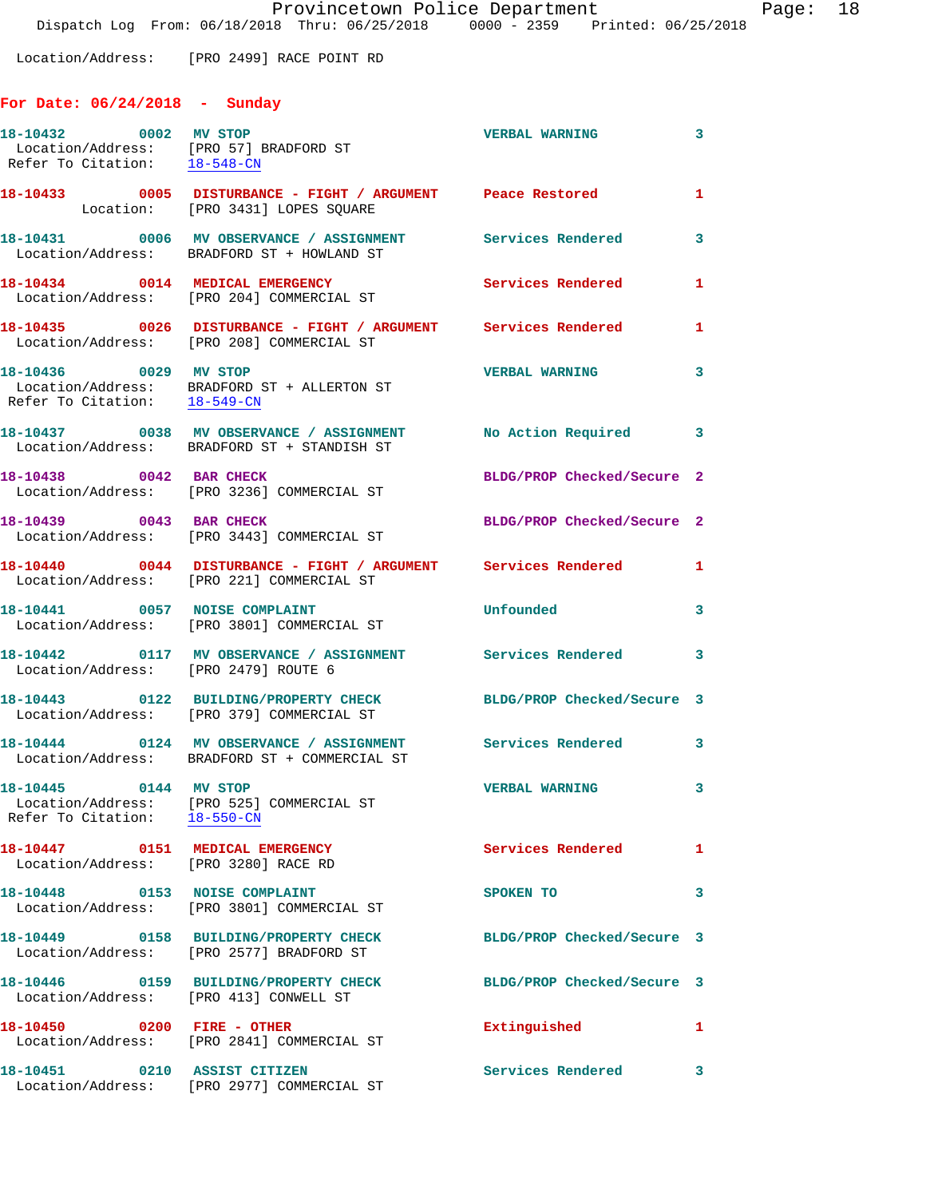Location/Address: [PRO 2499] RACE POINT RD

## For Date: 06/24/2018 - Sunday

```
18-10432        0002   MV STOP                              VERBAL WARNING            3
 Location/Address:     [PRO 57] BRADFORD ST
 Refer To Citation:    18-548-CN

18-10433        0005   DISTURBANCE - FIGHT / ARGUMENT       Peace Restored            1
         Location:     [PRO 3431] LOPES SQUARE

18-10431        0006   MV OBSERVANCE / ASSIGNMENT           Services Rendered         3
 Location/Address:     BRADFORD ST + HOWLAND ST

18-10434        0014   MEDICAL EMERGENCY                    Services Rendered         1
 Location/Address:     [PRO 204] COMMERCIAL ST

18-10435        0026   DISTURBANCE - FIGHT / ARGUMENT       Services Rendered         1
 Location/Address:     [PRO 208] COMMERCIAL ST

18-10436        0029   MV STOP                              VERBAL WARNING            3
 Location/Address:     BRADFORD ST + ALLERTON ST
 Refer To Citation:    18-549-CN

18-10437        0038   MV OBSERVANCE / ASSIGNMENT           No Action Required        3
 Location/Address:     BRADFORD ST + STANDISH ST

18-10438        0042   BAR CHECK                            BLDG/PROP Checked/Secure  2
 Location/Address:     [PRO 3236] COMMERCIAL ST

18-10439        0043   BAR CHECK                            BLDG/PROP Checked/Secure  2
 Location/Address:     [PRO 3443] COMMERCIAL ST

18-10440        0044   DISTURBANCE - FIGHT / ARGUMENT       Services Rendered         1
 Location/Address:     [PRO 221] COMMERCIAL ST

18-10441        0057   NOISE COMPLAINT                      Unfounded                 3
 Location/Address:     [PRO 3801] COMMERCIAL ST

18-10442        0117   MV OBSERVANCE / ASSIGNMENT           Services Rendered         3
 Location/Address:     [PRO 2479] ROUTE 6

18-10443        0122   BUILDING/PROPERTY CHECK              BLDG/PROP Checked/Secure  3
 Location/Address:     [PRO 379] COMMERCIAL ST

18-10444        0124   MV OBSERVANCE / ASSIGNMENT           Services Rendered         3
 Location/Address:     BRADFORD ST + COMMERCIAL ST

18-10445        0144   MV STOP                              VERBAL WARNING            3
 Location/Address:     [PRO 525] COMMERCIAL ST
 Refer To Citation:    18-550-CN

18-10447        0151   MEDICAL EMERGENCY                    Services Rendered         1
 Location/Address:     [PRO 3280] RACE RD

18-10448        0153   NOISE COMPLAINT                      SPOKEN TO                 3
 Location/Address:     [PRO 3801] COMMERCIAL ST

18-10449        0158   BUILDING/PROPERTY CHECK              BLDG/PROP Checked/Secure  3
 Location/Address:     [PRO 2577] BRADFORD ST

18-10446        0159   BUILDING/PROPERTY CHECK              BLDG/PROP Checked/Secure  3
 Location/Address:     [PRO 413] CONWELL ST

18-10450        0200   FIRE - OTHER                         Extinguished              1
 Location/Address:     [PRO 2841] COMMERCIAL ST

18-10451        0210   ASSIST CITIZEN                       Services Rendered         3
 Location/Address:     [PRO 2977] COMMERCIAL ST
```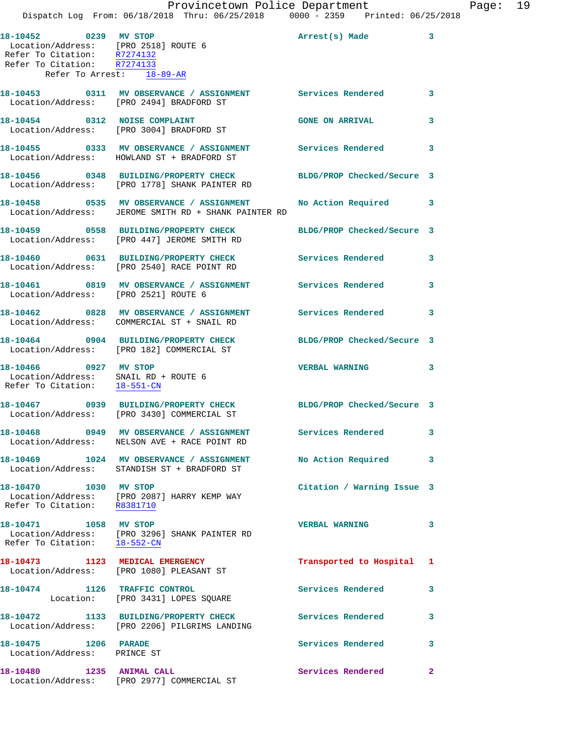**18-10452** **0239** **MV STOP** **Arrest(s) Made** **3**
Location/Address: [PRO 2518] ROUTE 6
Refer To Citation: R7274132
Refer To Citation: R7274133
Refer To Arrest: 18-89-AR

**18-10453** **0311** **MV OBSERVANCE / ASSIGNMENT** **Services Rendered** **3**
Location/Address: [PRO 2494] BRADFORD ST

**18-10454** **0312** **NOISE COMPLAINT** **GONE ON ARRIVAL** **3**
Location/Address: [PRO 3004] BRADFORD ST

**18-10455** **0333** **MV OBSERVANCE / ASSIGNMENT** **Services Rendered** **3**
Location/Address: HOWLAND ST + BRADFORD ST

**18-10456** **0348** **BUILDING/PROPERTY CHECK** **BLDG/PROP Checked/Secure** **3**
Location/Address: [PRO 1778] SHANK PAINTER RD

**18-10458** **0535** **MV OBSERVANCE / ASSIGNMENT** **No Action Required** **3**
Location/Address: JEROME SMITH RD + SHANK PAINTER RD

**18-10459** **0558** **BUILDING/PROPERTY CHECK** **BLDG/PROP Checked/Secure** **3**
Location/Address: [PRO 447] JEROME SMITH RD

**18-10460** **0631** **BUILDING/PROPERTY CHECK** **Services Rendered** **3**
Location/Address: [PRO 2540] RACE POINT RD

**18-10461** **0819** **MV OBSERVANCE / ASSIGNMENT** **Services Rendered** **3**
Location/Address: [PRO 2521] ROUTE 6

**18-10462** **0828** **MV OBSERVANCE / ASSIGNMENT** **Services Rendered** **3**
Location/Address: COMMERCIAL ST + SNAIL RD

**18-10464** **0904** **BUILDING/PROPERTY CHECK** **BLDG/PROP Checked/Secure** **3**
Location/Address: [PRO 182] COMMERCIAL ST

**18-10466** **0927** **MV STOP** **VERBAL WARNING** **3**
Location/Address: SNAIL RD + ROUTE 6
Refer To Citation: 18-551-CN

**18-10467** **0939** **BUILDING/PROPERTY CHECK** **BLDG/PROP Checked/Secure** **3**
Location/Address: [PRO 3430] COMMERCIAL ST

**18-10468** **0949** **MV OBSERVANCE / ASSIGNMENT** **Services Rendered** **3**
Location/Address: NELSON AVE + RACE POINT RD

**18-10469** **1024** **MV OBSERVANCE / ASSIGNMENT** **No Action Required** **3**
Location/Address: STANDISH ST + BRADFORD ST

**18-10470** **1030** **MV STOP** **Citation / Warning Issue** **3**
Location/Address: [PRO 2087] HARRY KEMP WAY
Refer To Citation: R8381710

**18-10471** **1058** **MV STOP** **VERBAL WARNING** **3**
Location/Address: [PRO 3296] SHANK PAINTER RD
Refer To Citation: 18-552-CN

**18-10473** **1123** **MEDICAL EMERGENCY** **Transported to Hospital** **1**
Location/Address: [PRO 1080] PLEASANT ST

**18-10474** **1126** **TRAFFIC CONTROL** **Services Rendered** **3**
Location: [PRO 3431] LOPES SQUARE

**18-10472** **1133** **BUILDING/PROPERTY CHECK** **Services Rendered** **3**
Location/Address: [PRO 2206] PILGRIMS LANDING

**18-10475** **1206** **PARADE** **Services Rendered** **3**
Location/Address: PRINCE ST

**18-10480** **1235** **ANIMAL CALL** **Services Rendered** **2**
Location/Address: [PRO 2977] COMMERCIAL ST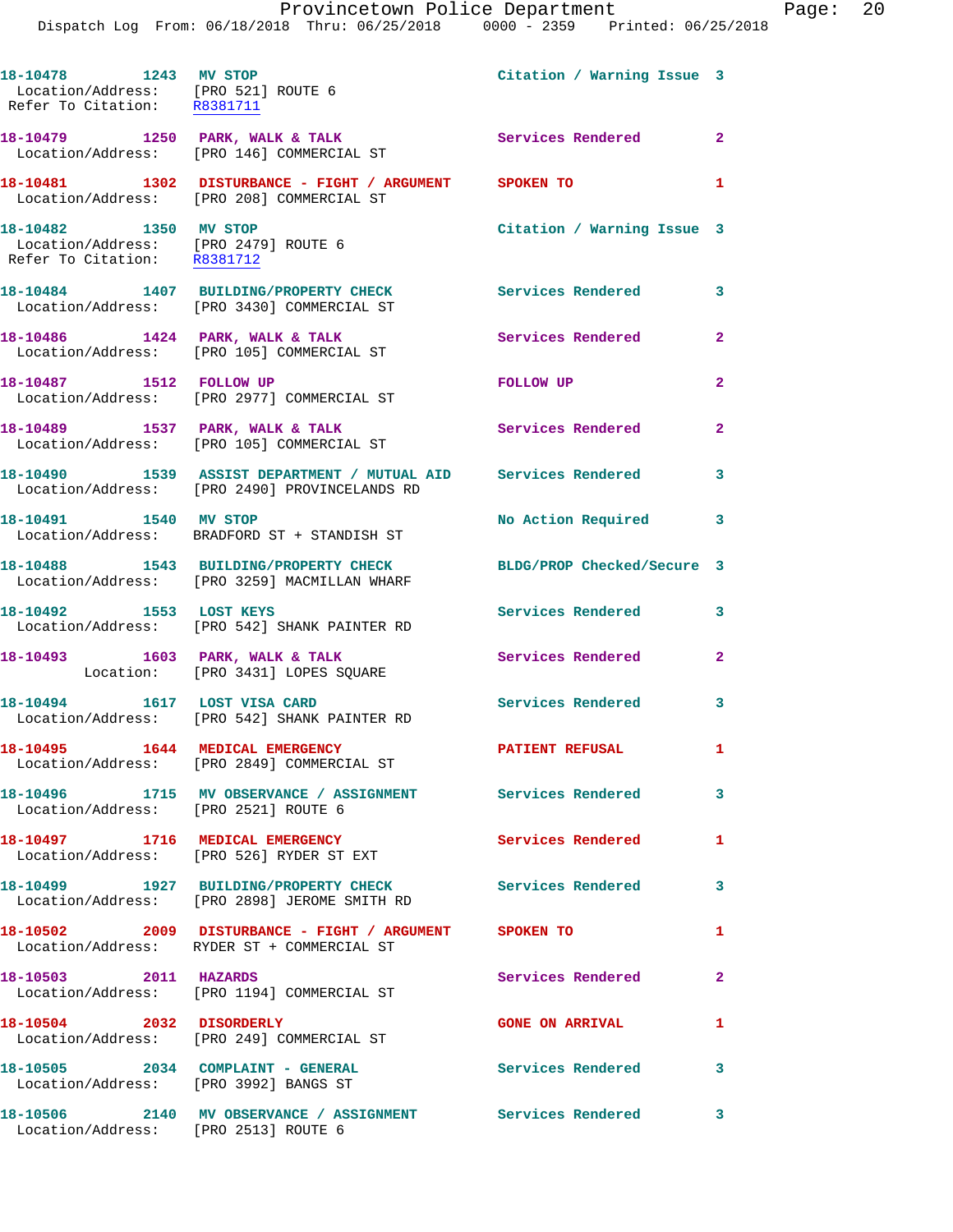18-10478 1243 MV STOP Citation / Warning Issue 3
Location/Address: [PRO 521] ROUTE 6
Refer To Citation: R8381711

18-10479 1250 PARK, WALK & TALK Services Rendered 2
Location/Address: [PRO 146] COMMERCIAL ST

18-10481 1302 DISTURBANCE - FIGHT / ARGUMENT SPOKEN TO 1
Location/Address: [PRO 208] COMMERCIAL ST

18-10482 1350 MV STOP Citation / Warning Issue 3
Location/Address: [PRO 2479] ROUTE 6
Refer To Citation: R8381712

18-10484 1407 BUILDING/PROPERTY CHECK Services Rendered 3
Location/Address: [PRO 3430] COMMERCIAL ST

18-10486 1424 PARK, WALK & TALK Services Rendered 2
Location/Address: [PRO 105] COMMERCIAL ST

18-10487 1512 FOLLOW UP FOLLOW UP 2
Location/Address: [PRO 2977] COMMERCIAL ST

18-10489 1537 PARK, WALK & TALK Services Rendered 2
Location/Address: [PRO 105] COMMERCIAL ST

18-10490 1539 ASSIST DEPARTMENT / MUTUAL AID Services Rendered 3
Location/Address: [PRO 2490] PROVINCELANDS RD

18-10491 1540 MV STOP No Action Required 3
Location/Address: BRADFORD ST + STANDISH ST

18-10488 1543 BUILDING/PROPERTY CHECK BLDG/PROP Checked/Secure 3
Location/Address: [PRO 3259] MACMILLAN WHARF

18-10492 1553 LOST KEYS Services Rendered 3
Location/Address: [PRO 542] SHANK PAINTER RD

18-10493 1603 PARK, WALK & TALK Services Rendered 2
Location: [PRO 3431] LOPES SQUARE

18-10494 1617 LOST VISA CARD Services Rendered 3
Location/Address: [PRO 542] SHANK PAINTER RD

18-10495 1644 MEDICAL EMERGENCY PATIENT REFUSAL 1
Location/Address: [PRO 2849] COMMERCIAL ST

18-10496 1715 MV OBSERVANCE / ASSIGNMENT Services Rendered 3
Location/Address: [PRO 2521] ROUTE 6

18-10497 1716 MEDICAL EMERGENCY Services Rendered 1
Location/Address: [PRO 526] RYDER ST EXT

18-10499 1927 BUILDING/PROPERTY CHECK Services Rendered 3
Location/Address: [PRO 2898] JEROME SMITH RD

18-10502 2009 DISTURBANCE - FIGHT / ARGUMENT SPOKEN TO 1
Location/Address: RYDER ST + COMMERCIAL ST

18-10503 2011 HAZARDS Services Rendered 2
Location/Address: [PRO 1194] COMMERCIAL ST

18-10504 2032 DISORDERLY GONE ON ARRIVAL 1
Location/Address: [PRO 249] COMMERCIAL ST

18-10505 2034 COMPLAINT - GENERAL Services Rendered 3
Location/Address: [PRO 3992] BANGS ST

18-10506 2140 MV OBSERVANCE / ASSIGNMENT Services Rendered 3
Location/Address: [PRO 2513] ROUTE 6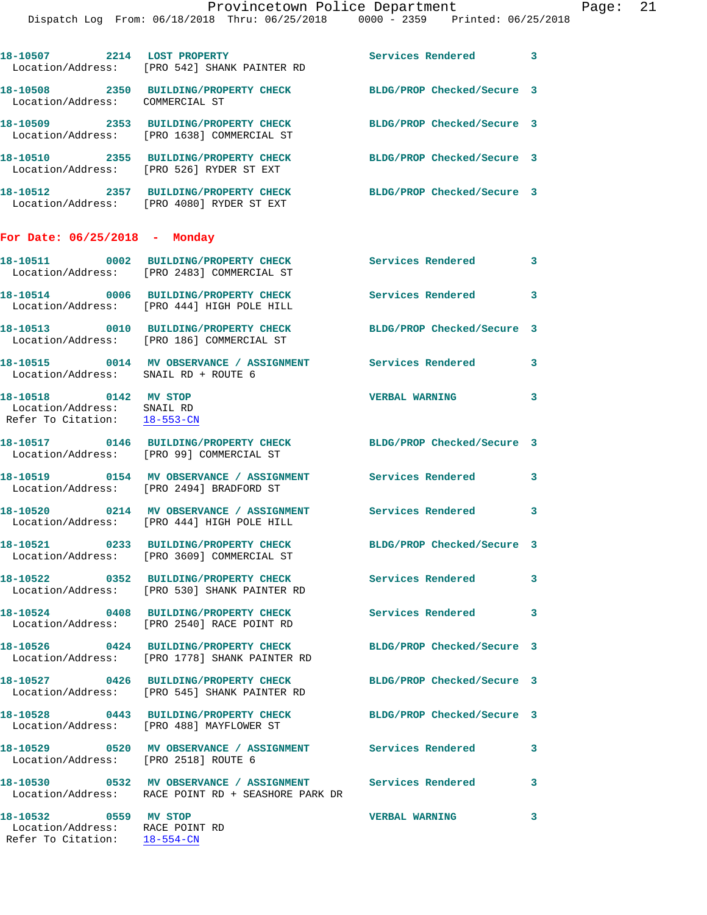18-10507 2214 LOST PROPERTY Services Rendered 3
Location/Address: [PRO 542] SHANK PAINTER RD

18-10508 2350 BUILDING/PROPERTY CHECK BLDG/PROP Checked/Secure 3
Location/Address: COMMERCIAL ST

18-10509 2353 BUILDING/PROPERTY CHECK BLDG/PROP Checked/Secure 3
Location/Address: [PRO 1638] COMMERCIAL ST

18-10510 2355 BUILDING/PROPERTY CHECK BLDG/PROP Checked/Secure 3
Location/Address: [PRO 526] RYDER ST EXT

18-10512 2357 BUILDING/PROPERTY CHECK BLDG/PROP Checked/Secure 3
Location/Address: [PRO 4080] RYDER ST EXT

## For Date: 06/25/2018 - Monday

18-10511 0002 BUILDING/PROPERTY CHECK Services Rendered 3
Location/Address: [PRO 2483] COMMERCIAL ST

18-10514 0006 BUILDING/PROPERTY CHECK Services Rendered 3
Location/Address: [PRO 444] HIGH POLE HILL

18-10513 0010 BUILDING/PROPERTY CHECK BLDG/PROP Checked/Secure 3
Location/Address: [PRO 186] COMMERCIAL ST

18-10515 0014 MV OBSERVANCE / ASSIGNMENT Services Rendered 3
Location/Address: SNAIL RD + ROUTE 6

18-10518 0142 MV STOP VERBAL WARNING 3
Location/Address: SNAIL RD
Refer To Citation: 18-553-CN

18-10517 0146 BUILDING/PROPERTY CHECK BLDG/PROP Checked/Secure 3
Location/Address: [PRO 99] COMMERCIAL ST

18-10519 0154 MV OBSERVANCE / ASSIGNMENT Services Rendered 3
Location/Address: [PRO 2494] BRADFORD ST

18-10520 0214 MV OBSERVANCE / ASSIGNMENT Services Rendered 3
Location/Address: [PRO 444] HIGH POLE HILL

18-10521 0233 BUILDING/PROPERTY CHECK BLDG/PROP Checked/Secure 3
Location/Address: [PRO 3609] COMMERCIAL ST

18-10522 0352 BUILDING/PROPERTY CHECK Services Rendered 3
Location/Address: [PRO 530] SHANK PAINTER RD

18-10524 0408 BUILDING/PROPERTY CHECK Services Rendered 3
Location/Address: [PRO 2540] RACE POINT RD

18-10526 0424 BUILDING/PROPERTY CHECK BLDG/PROP Checked/Secure 3
Location/Address: [PRO 1778] SHANK PAINTER RD

18-10527 0426 BUILDING/PROPERTY CHECK BLDG/PROP Checked/Secure 3
Location/Address: [PRO 545] SHANK PAINTER RD

18-10528 0443 BUILDING/PROPERTY CHECK BLDG/PROP Checked/Secure 3
Location/Address: [PRO 488] MAYFLOWER ST

18-10529 0520 MV OBSERVANCE / ASSIGNMENT Services Rendered 3
Location/Address: [PRO 2518] ROUTE 6

18-10530 0532 MV OBSERVANCE / ASSIGNMENT Services Rendered 3
Location/Address: RACE POINT RD + SEASHORE PARK DR

18-10532 0559 MV STOP VERBAL WARNING 3
Location/Address: RACE POINT RD
Refer To Citation: 18-554-CN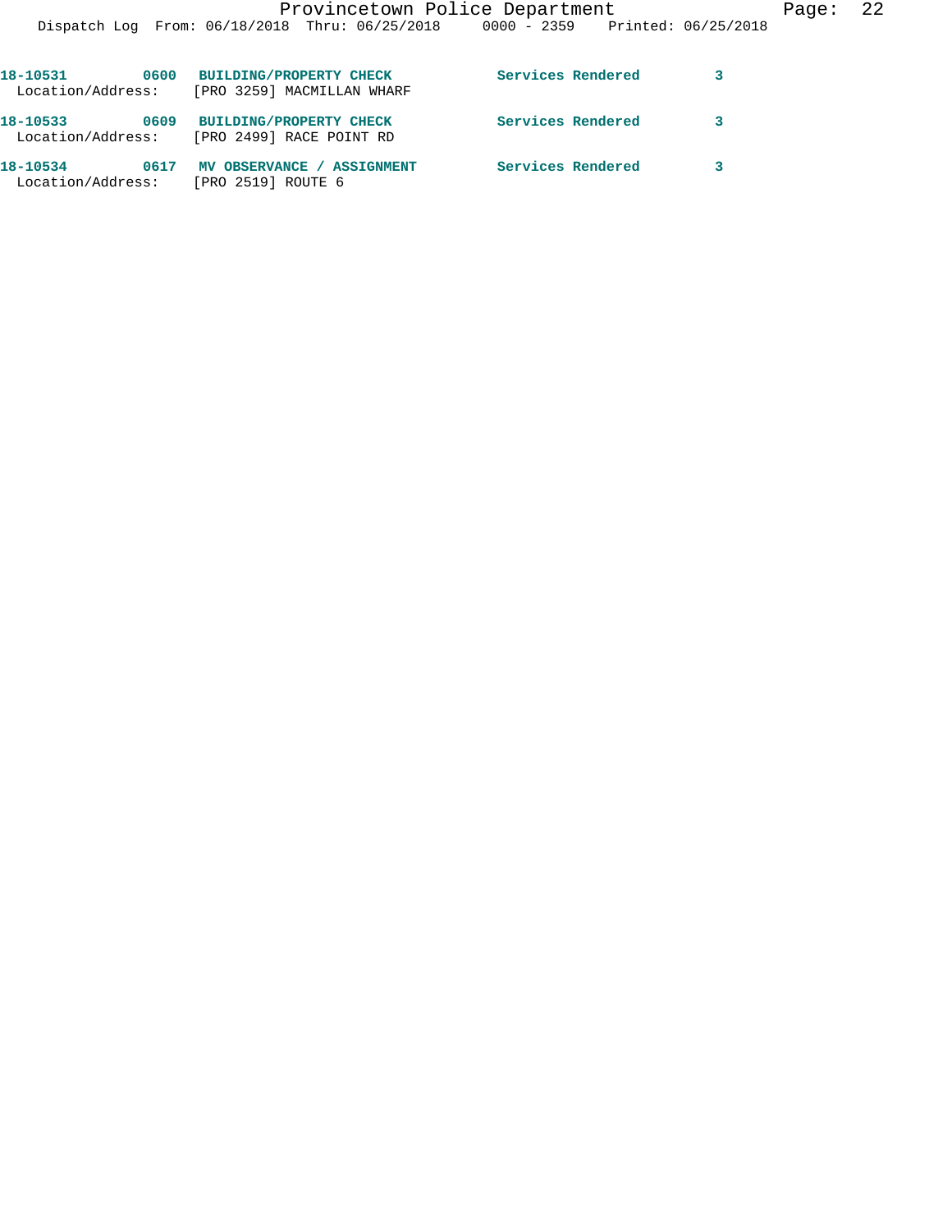**18-10531** 0600 **BUILDING/PROPERTY CHECK** **Services Rendered** **3**
Location/Address: [PRO 3259] MACMILLAN WHARF

**18-10533** 0609 **BUILDING/PROPERTY CHECK** **Services Rendered** **3**
Location/Address: [PRO 2499] RACE POINT RD

**18-10534** 0617 **MV OBSERVANCE / ASSIGNMENT** **Services Rendered** **3**
Location/Address: [PRO 2519] ROUTE 6